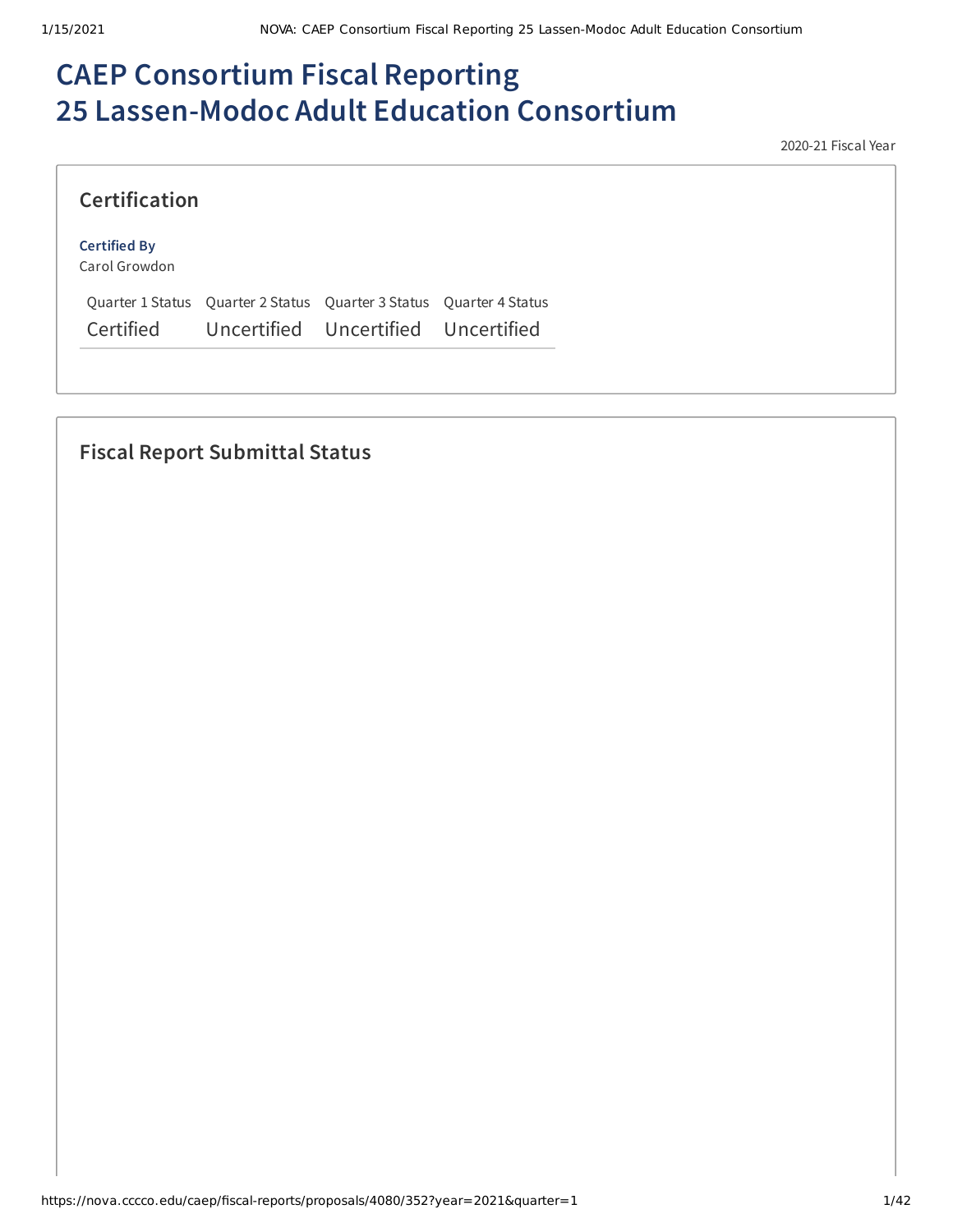# CAEP Consortium Fiscal Reporting
# 25 Lassen-Modoc Adult Education Consortium

2020-21 Fiscal Year

## Certification

**Certified By**
Carol Growdon

| Quarter 1 Status | Quarter 2 Status | Quarter 3 Status | Quarter 4 Status |
|---|---|---|---|
| Certified | Uncertified | Uncertified | Uncertified |

## Fiscal Report Submittal Status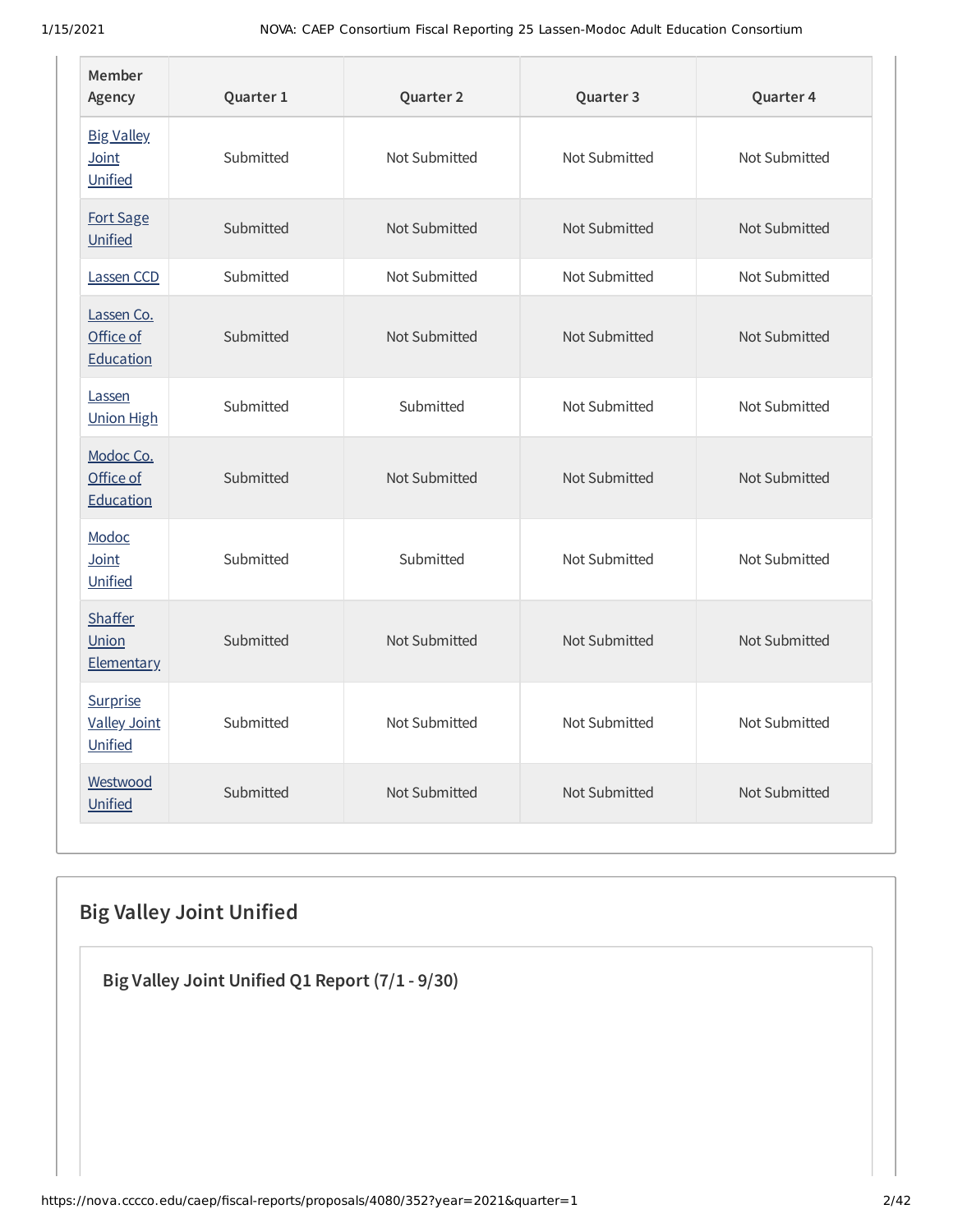| Member Agency | Quarter 1 | Quarter 2 | Quarter 3 | Quarter 4 |
| --- | --- | --- | --- | --- |
| Big Valley Joint Unified | Submitted | Not Submitted | Not Submitted | Not Submitted |
| Fort Sage Unified | Submitted | Not Submitted | Not Submitted | Not Submitted |
| Lassen CCD | Submitted | Not Submitted | Not Submitted | Not Submitted |
| Lassen Co. Office of Education | Submitted | Not Submitted | Not Submitted | Not Submitted |
| Lassen Union High | Submitted | Submitted | Not Submitted | Not Submitted |
| Modoc Co. Office of Education | Submitted | Not Submitted | Not Submitted | Not Submitted |
| Modoc Joint Unified | Submitted | Submitted | Not Submitted | Not Submitted |
| Shaffer Union Elementary | Submitted | Not Submitted | Not Submitted | Not Submitted |
| Surprise Valley Joint Unified | Submitted | Not Submitted | Not Submitted | Not Submitted |
| Westwood Unified | Submitted | Not Submitted | Not Submitted | Not Submitted |

## Big Valley Joint Unified

### Big Valley Joint Unified Q1 Report (7/1 - 9/30)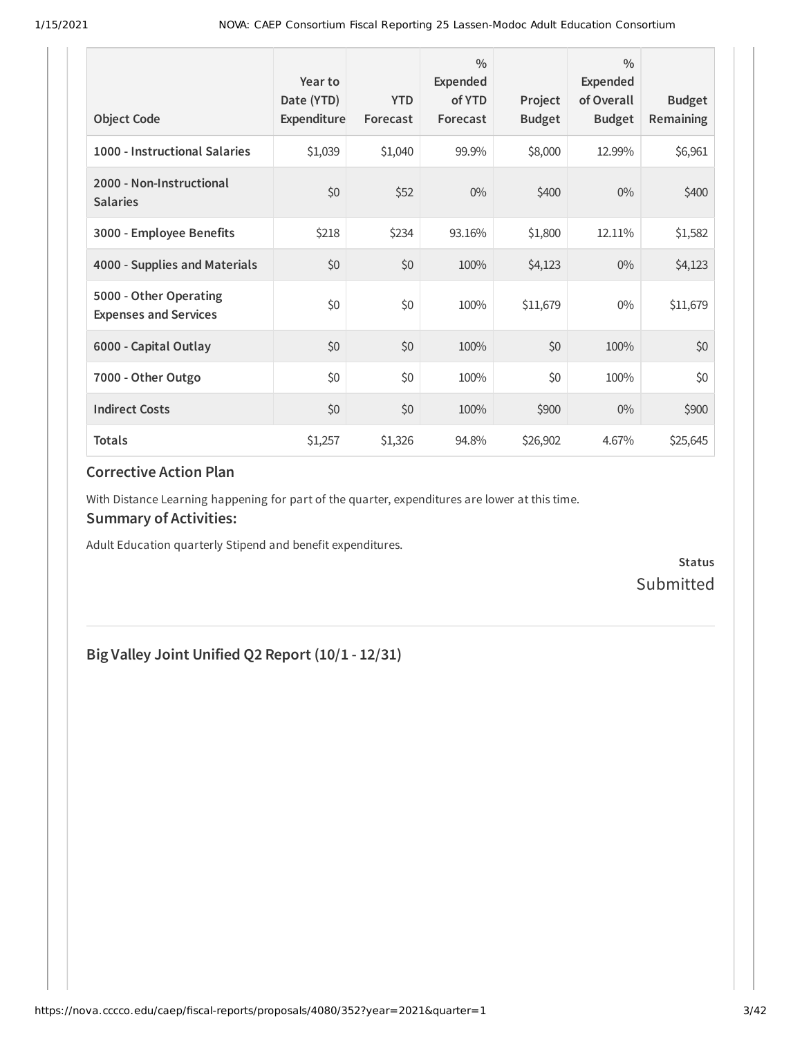| Object Code | Year to Date (YTD) Expenditure | YTD Forecast | % Expended of YTD Forecast | Project Budget | % Expended of Overall Budget | Budget Remaining |
|---|---|---|---|---|---|---|
| **1000 - Instructional Salaries** | $1,039 | $1,040 | 99.9% | $8,000 | 12.99% | $6,961 |
| **2000 - Non-Instructional Salaries** | $0 | $52 | 0% | $400 | 0% | $400 |
| **3000 - Employee Benefits** | $218 | $234 | 93.16% | $1,800 | 12.11% | $1,582 |
| **4000 - Supplies and Materials** | $0 | $0 | 100% | $4,123 | 0% | $4,123 |
| **5000 - Other Operating Expenses and Services** | $0 | $0 | 100% | $11,679 | 0% | $11,679 |
| **6000 - Capital Outlay** | $0 | $0 | 100% | $0 | 100% | $0 |
| **7000 - Other Outgo** | $0 | $0 | 100% | $0 | 100% | $0 |
| **Indirect Costs** | $0 | $0 | 100% | $900 | 0% | $900 |
| **Totals** | $1,257 | $1,326 | 94.8% | $26,902 | 4.67% | $25,645 |

### Corrective Action Plan

With Distance Learning happening for part of the quarter, expenditures are lower at this time.

### Summary of Activities:

Adult Education quarterly Stipend and benefit expenditures.

**Status**

Submitted

## Big Valley Joint Unified Q2 Report (10/1 - 12/31)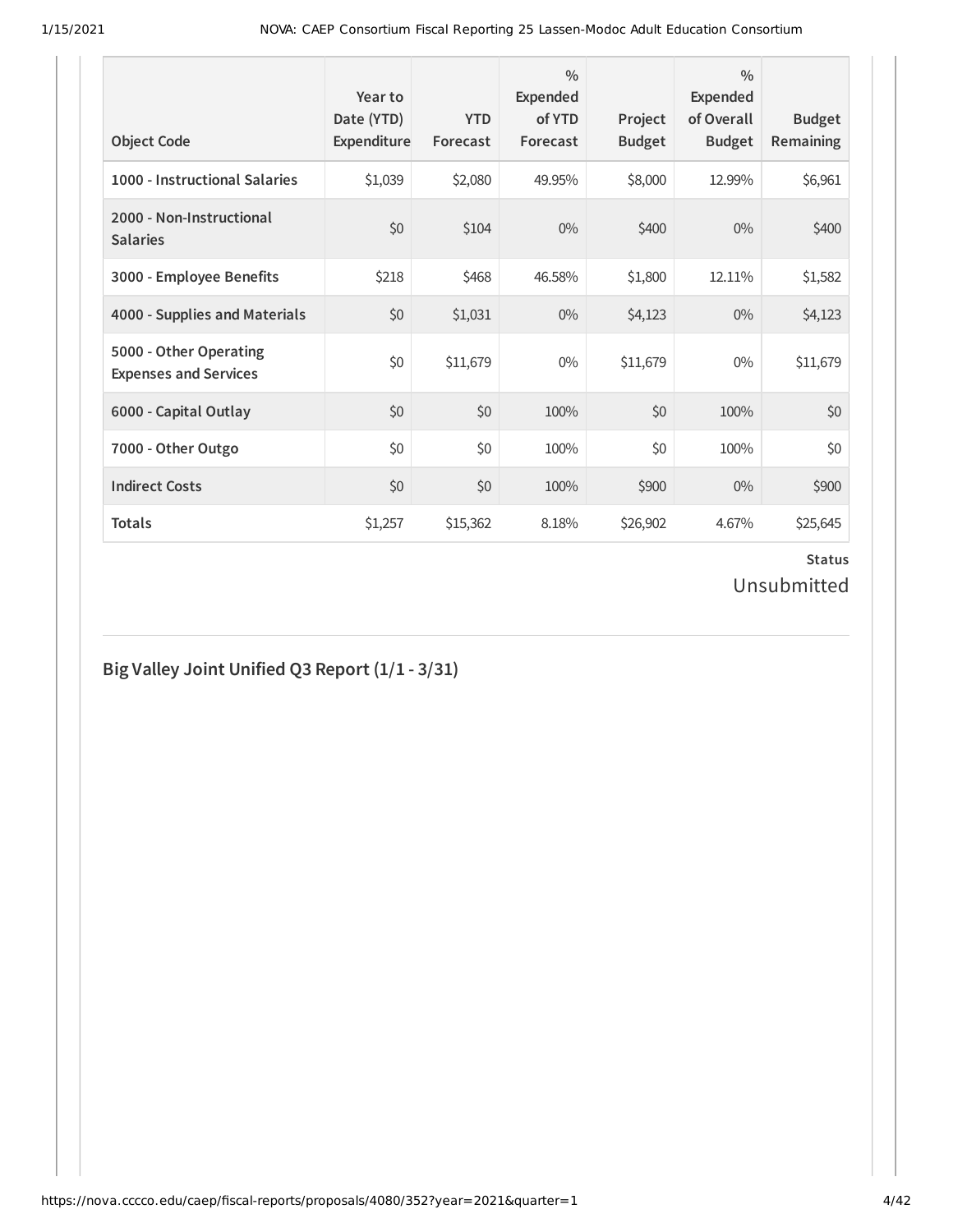| Object Code | Year to Date (YTD) Expenditure | YTD Forecast | % Expended of YTD Forecast | Project Budget | % Expended of Overall Budget | Budget Remaining |
|---|---|---|---|---|---|---|
| 1000 - Instructional Salaries | $1,039 | $2,080 | 49.95% | $8,000 | 12.99% | $6,961 |
| 2000 - Non-Instructional Salaries | $0 | $104 | 0% | $400 | 0% | $400 |
| 3000 - Employee Benefits | $218 | $468 | 46.58% | $1,800 | 12.11% | $1,582 |
| 4000 - Supplies and Materials | $0 | $1,031 | 0% | $4,123 | 0% | $4,123 |
| 5000 - Other Operating Expenses and Services | $0 | $11,679 | 0% | $11,679 | 0% | $11,679 |
| 6000 - Capital Outlay | $0 | $0 | 100% | $0 | 100% | $0 |
| 7000 - Other Outgo | $0 | $0 | 100% | $0 | 100% | $0 |
| Indirect Costs | $0 | $0 | 100% | $900 | 0% | $900 |
| Totals | $1,257 | $15,362 | 8.18% | $26,902 | 4.67% | $25,645 |

**Status**

Unsubmitted

## Big Valley Joint Unified Q3 Report (1/1 - 3/31)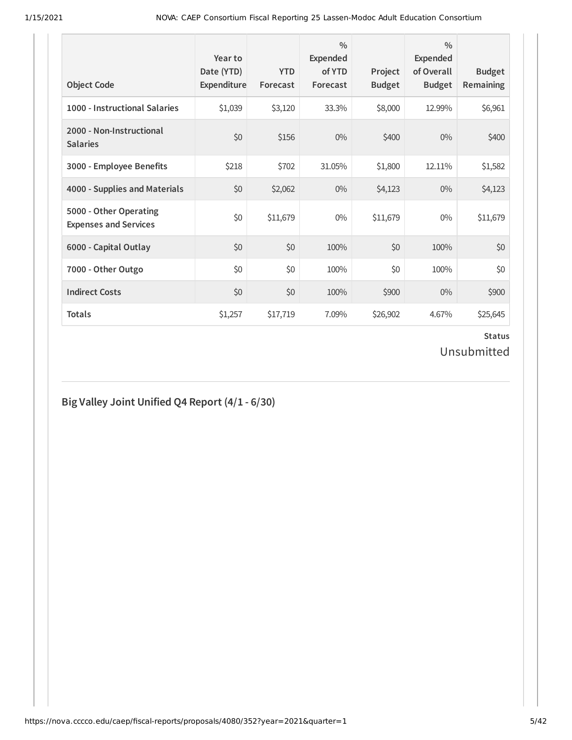| Object Code | Year to Date (YTD) Expenditure | YTD Forecast | % Expended of YTD Forecast | Project Budget | % Expended of Overall Budget | Budget Remaining |
|---|---|---|---|---|---|---|
| 1000 - Instructional Salaries | $1,039 | $3,120 | 33.3% | $8,000 | 12.99% | $6,961 |
| 2000 - Non-Instructional Salaries | $0 | $156 | 0% | $400 | 0% | $400 |
| 3000 - Employee Benefits | $218 | $702 | 31.05% | $1,800 | 12.11% | $1,582 |
| 4000 - Supplies and Materials | $0 | $2,062 | 0% | $4,123 | 0% | $4,123 |
| 5000 - Other Operating Expenses and Services | $0 | $11,679 | 0% | $11,679 | 0% | $11,679 |
| 6000 - Capital Outlay | $0 | $0 | 100% | $0 | 100% | $0 |
| 7000 - Other Outgo | $0 | $0 | 100% | $0 | 100% | $0 |
| Indirect Costs | $0 | $0 | 100% | $900 | 0% | $900 |
| Totals | $1,257 | $17,719 | 7.09% | $26,902 | 4.67% | $25,645 |

**Status**

Unsubmitted

## Big Valley Joint Unified Q4 Report (4/1 - 6/30)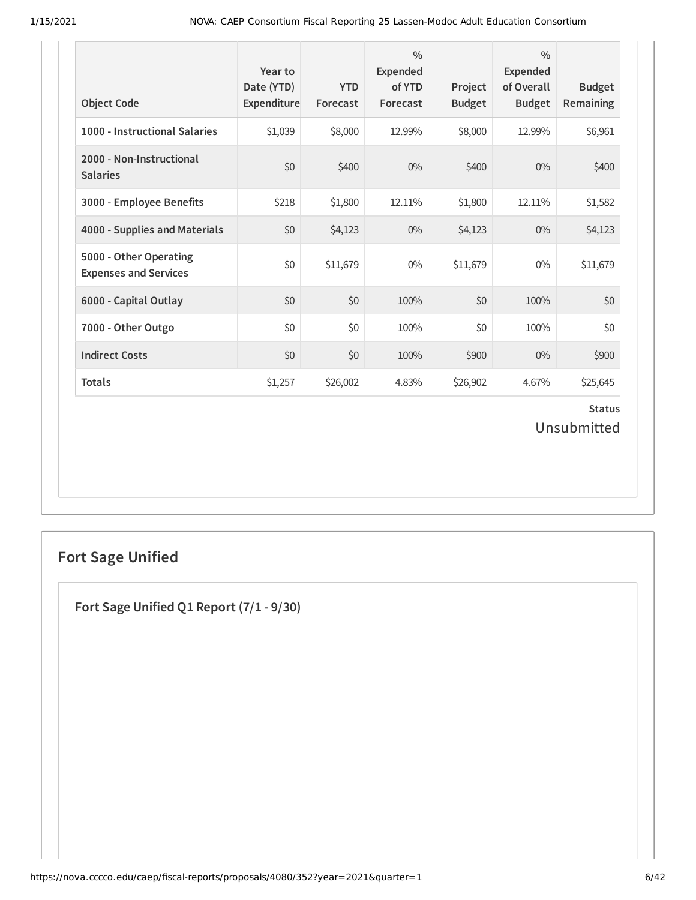| Object Code | Year to Date (YTD) Expenditure | YTD Forecast | % Expended of YTD Forecast | Project Budget | % Expended of Overall Budget | Budget Remaining |
| --- | --- | --- | --- | --- | --- | --- |
| **1000 - Instructional Salaries** | $1,039 | $8,000 | 12.99% | $8,000 | 12.99% | $6,961 |
| **2000 - Non-Instructional Salaries** | $0 | $400 | 0% | $400 | 0% | $400 |
| **3000 - Employee Benefits** | $218 | $1,800 | 12.11% | $1,800 | 12.11% | $1,582 |
| **4000 - Supplies and Materials** | $0 | $4,123 | 0% | $4,123 | 0% | $4,123 |
| **5000 - Other Operating Expenses and Services** | $0 | $11,679 | 0% | $11,679 | 0% | $11,679 |
| **6000 - Capital Outlay** | $0 | $0 | 100% | $0 | 100% | $0 |
| **7000 - Other Outgo** | $0 | $0 | 100% | $0 | 100% | $0 |
| **Indirect Costs** | $0 | $0 | 100% | $900 | 0% | $900 |
| **Totals** | $1,257 | $26,002 | 4.83% | $26,902 | 4.67% | $25,645 |

**Status**

Unsubmitted

## Fort Sage Unified

### Fort Sage Unified Q1 Report (7/1 - 9/30)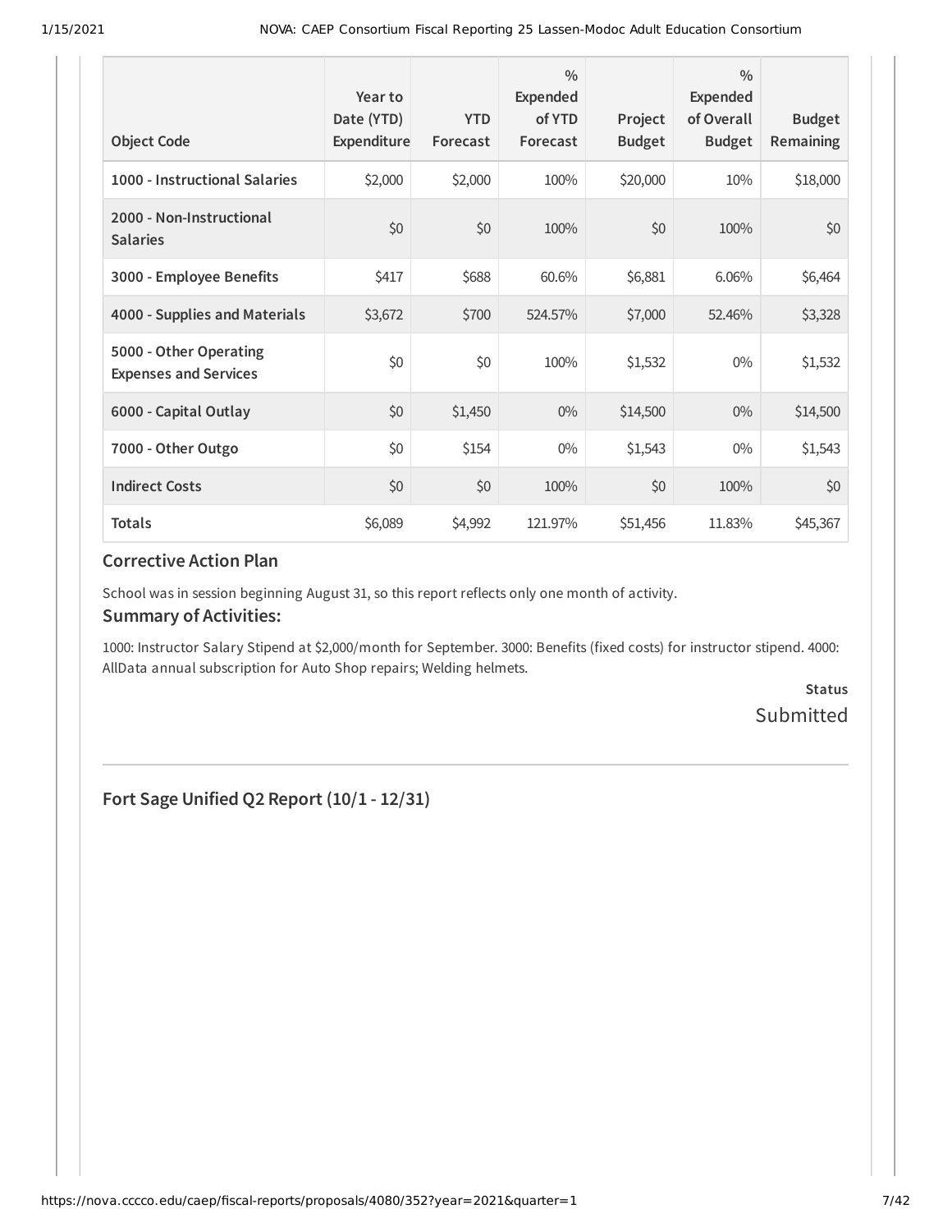| Object Code | Year to Date (YTD) Expenditure | YTD Forecast | % Expended of YTD Forecast | Project Budget | % Expended of Overall Budget | Budget Remaining |
|---|---|---|---|---|---|---|
| **1000 - Instructional Salaries** | $2,000 | $2,000 | 100% | $20,000 | 10% | $18,000 |
| **2000 - Non-Instructional Salaries** | $0 | $0 | 100% | $0 | 100% | $0 |
| **3000 - Employee Benefits** | $417 | $688 | 60.6% | $6,881 | 6.06% | $6,464 |
| **4000 - Supplies and Materials** | $3,672 | $700 | 524.57% | $7,000 | 52.46% | $3,328 |
| **5000 - Other Operating Expenses and Services** | $0 | $0 | 100% | $1,532 | 0% | $1,532 |
| **6000 - Capital Outlay** | $0 | $1,450 | 0% | $14,500 | 0% | $14,500 |
| **7000 - Other Outgo** | $0 | $154 | 0% | $1,543 | 0% | $1,543 |
| **Indirect Costs** | $0 | $0 | 100% | $0 | 100% | $0 |
| **Totals** | $6,089 | $4,992 | 121.97% | $51,456 | 11.83% | $45,367 |

### Corrective Action Plan

School was in session beginning August 31, so this report reflects only one month of activity.

### Summary of Activities:

1000: Instructor Salary Stipend at $2,000/month for September. 3000: Benefits (fixed costs) for instructor stipend. 4000: AllData annual subscription for Auto Shop repairs; Welding helmets.

**Status**

Submitted

## Fort Sage Unified Q2 Report (10/1 - 12/31)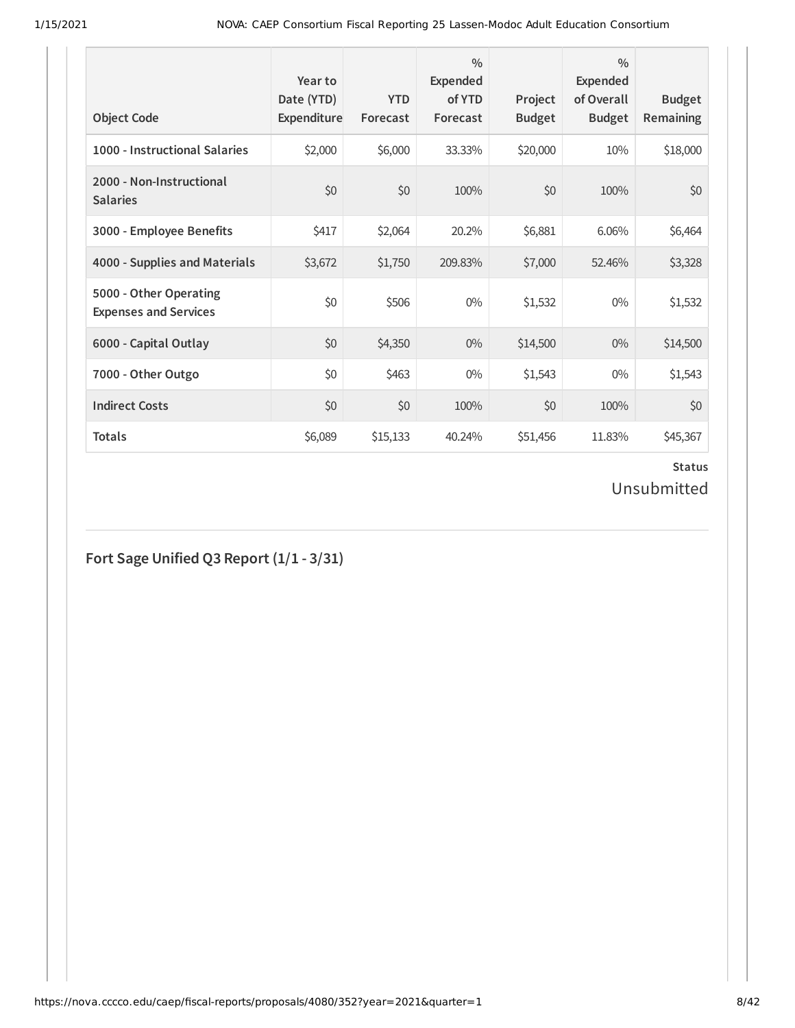| Object Code | Year to Date (YTD) Expenditure | YTD Forecast | % Expended of YTD Forecast | Project Budget | % Expended of Overall Budget | Budget Remaining |
|---|---|---|---|---|---|---|
| **1000 - Instructional Salaries** | $2,000 | $6,000 | 33.33% | $20,000 | 10% | $18,000 |
| **2000 - Non-Instructional Salaries** | $0 | $0 | 100% | $0 | 100% | $0 |
| **3000 - Employee Benefits** | $417 | $2,064 | 20.2% | $6,881 | 6.06% | $6,464 |
| **4000 - Supplies and Materials** | $3,672 | $1,750 | 209.83% | $7,000 | 52.46% | $3,328 |
| **5000 - Other Operating Expenses and Services** | $0 | $506 | 0% | $1,532 | 0% | $1,532 |
| **6000 - Capital Outlay** | $0 | $4,350 | 0% | $14,500 | 0% | $14,500 |
| **7000 - Other Outgo** | $0 | $463 | 0% | $1,543 | 0% | $1,543 |
| **Indirect Costs** | $0 | $0 | 100% | $0 | 100% | $0 |
| **Totals** | $6,089 | $15,133 | 40.24% | $51,456 | 11.83% | $45,367 |

**Status**

Unsubmitted

## Fort Sage Unified Q3 Report (1/1 - 3/31)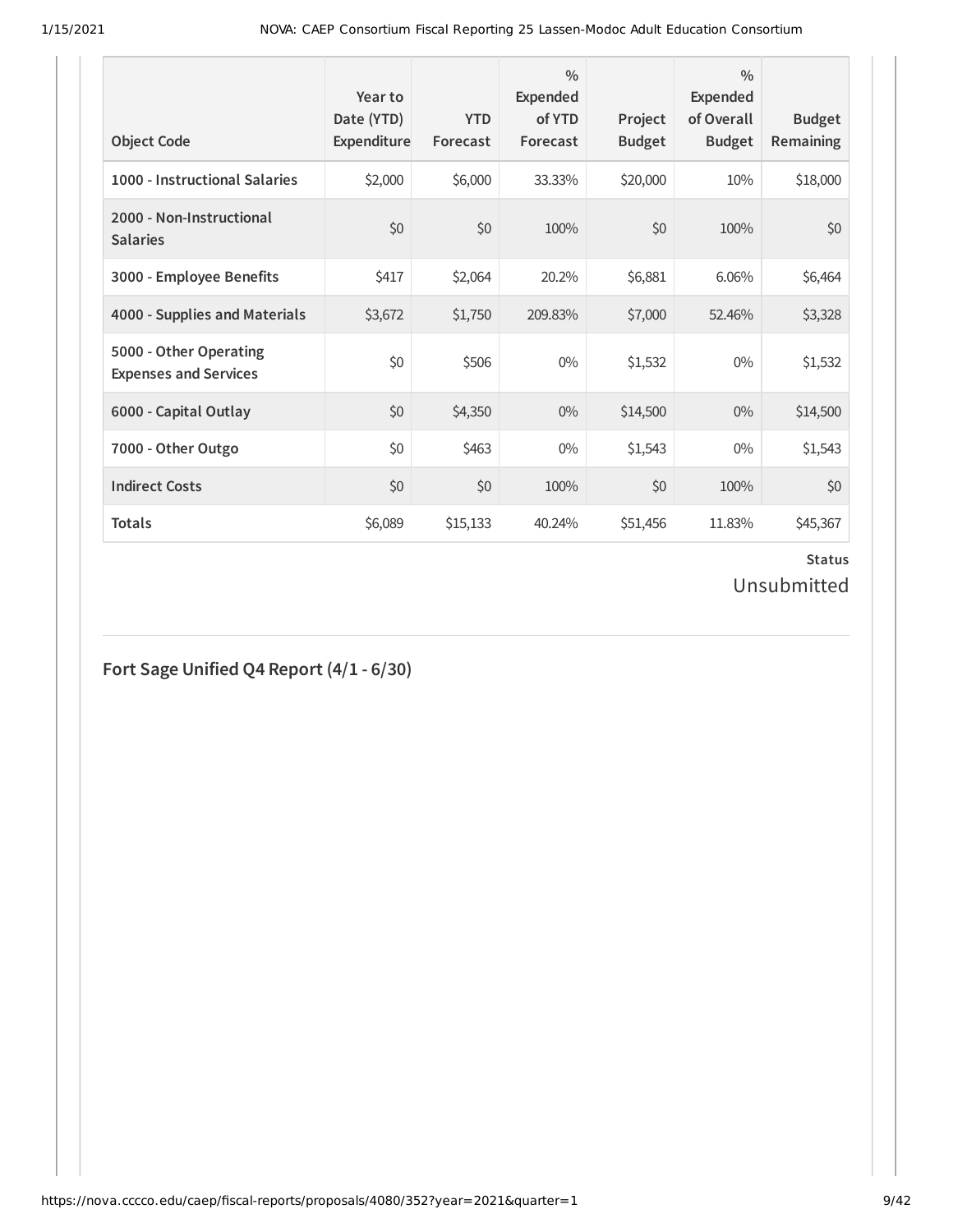| Object Code | Year to Date (YTD) Expenditure | YTD Forecast | % Expended of YTD Forecast | Project Budget | % Expended of Overall Budget | Budget Remaining |
|---|---|---|---|---|---|---|
| **1000 - Instructional Salaries** | $2,000 | $6,000 | 33.33% | $20,000 | 10% | $18,000 |
| **2000 - Non-Instructional Salaries** | $0 | $0 | 100% | $0 | 100% | $0 |
| **3000 - Employee Benefits** | $417 | $2,064 | 20.2% | $6,881 | 6.06% | $6,464 |
| **4000 - Supplies and Materials** | $3,672 | $1,750 | 209.83% | $7,000 | 52.46% | $3,328 |
| **5000 - Other Operating Expenses and Services** | $0 | $506 | 0% | $1,532 | 0% | $1,532 |
| **6000 - Capital Outlay** | $0 | $4,350 | 0% | $14,500 | 0% | $14,500 |
| **7000 - Other Outgo** | $0 | $463 | 0% | $1,543 | 0% | $1,543 |
| **Indirect Costs** | $0 | $0 | 100% | $0 | 100% | $0 |
| **Totals** | $6,089 | $15,133 | 40.24% | $51,456 | 11.83% | $45,367 |

**Status**

Unsubmitted

## Fort Sage Unified Q4 Report (4/1 - 6/30)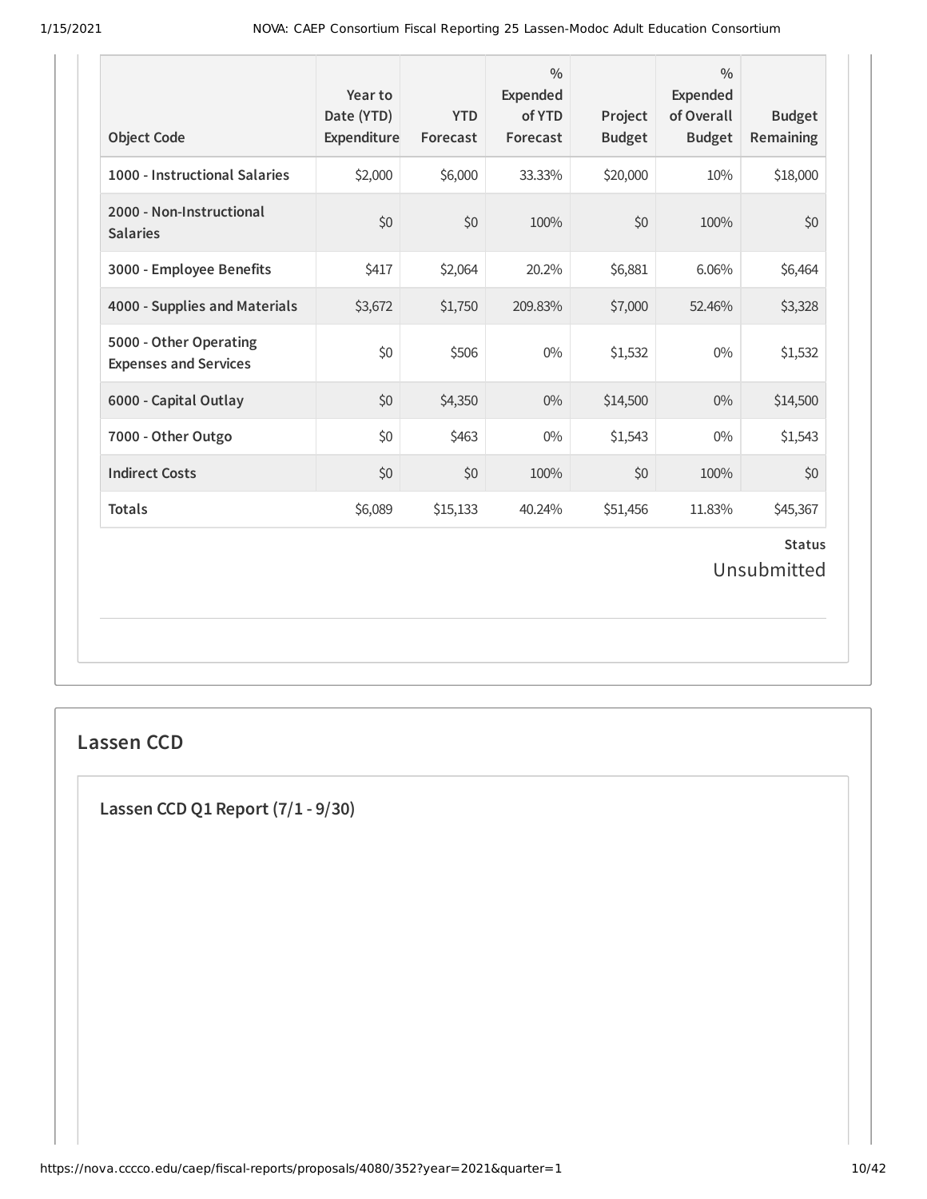| Object Code | Year to Date (YTD) Expenditure | YTD Forecast | % Expended of YTD Forecast | Project Budget | % Expended of Overall Budget | Budget Remaining |
| --- | --- | --- | --- | --- | --- | --- |
| 1000 - Instructional Salaries | $2,000 | $6,000 | 33.33% | $20,000 | 10% | $18,000 |
| 2000 - Non-Instructional Salaries | $0 | $0 | 100% | $0 | 100% | $0 |
| 3000 - Employee Benefits | $417 | $2,064 | 20.2% | $6,881 | 6.06% | $6,464 |
| 4000 - Supplies and Materials | $3,672 | $1,750 | 209.83% | $7,000 | 52.46% | $3,328 |
| 5000 - Other Operating Expenses and Services | $0 | $506 | 0% | $1,532 | 0% | $1,532 |
| 6000 - Capital Outlay | $0 | $4,350 | 0% | $14,500 | 0% | $14,500 |
| 7000 - Other Outgo | $0 | $463 | 0% | $1,543 | 0% | $1,543 |
| Indirect Costs | $0 | $0 | 100% | $0 | 100% | $0 |
| Totals | $6,089 | $15,133 | 40.24% | $51,456 | 11.83% | $45,367 |

**Status**

Unsubmitted

## Lassen CCD

### Lassen CCD Q1 Report (7/1 - 9/30)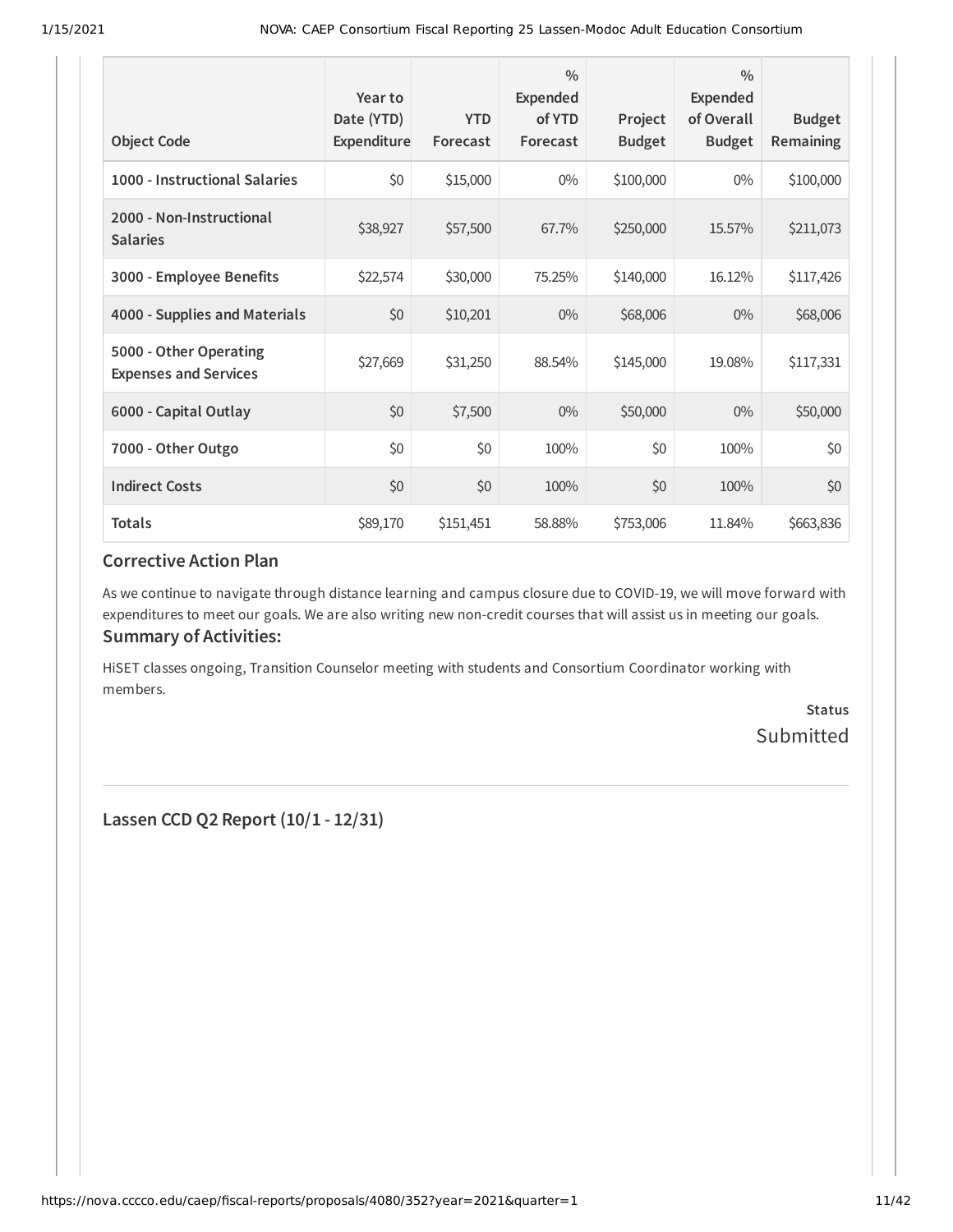| Object Code | Year to Date (YTD) Expenditure | YTD Forecast | % Expended of YTD Forecast | Project Budget | % Expended of Overall Budget | Budget Remaining |
|---|---|---|---|---|---|---|
| **1000 - Instructional Salaries** | $0 | $15,000 | 0% | $100,000 | 0% | $100,000 |
| **2000 - Non-Instructional Salaries** | $38,927 | $57,500 | 67.7% | $250,000 | 15.57% | $211,073 |
| **3000 - Employee Benefits** | $22,574 | $30,000 | 75.25% | $140,000 | 16.12% | $117,426 |
| **4000 - Supplies and Materials** | $0 | $10,201 | 0% | $68,006 | 0% | $68,006 |
| **5000 - Other Operating Expenses and Services** | $27,669 | $31,250 | 88.54% | $145,000 | 19.08% | $117,331 |
| **6000 - Capital Outlay** | $0 | $7,500 | 0% | $50,000 | 0% | $50,000 |
| **7000 - Other Outgo** | $0 | $0 | 100% | $0 | 100% | $0 |
| **Indirect Costs** | $0 | $0 | 100% | $0 | 100% | $0 |
| **Totals** | $89,170 | $151,451 | 58.88% | $753,006 | 11.84% | $663,836 |

### Corrective Action Plan

As we continue to navigate through distance learning and campus closure due to COVID-19, we will move forward with expenditures to meet our goals. We are also writing new non-credit courses that will assist us in meeting our goals.

### Summary of Activities:

HiSET classes ongoing, Transition Counselor meeting with students and Consortium Coordinator working with members.

**Status**

Submitted

---

### Lassen CCD Q2 Report (10/1 - 12/31)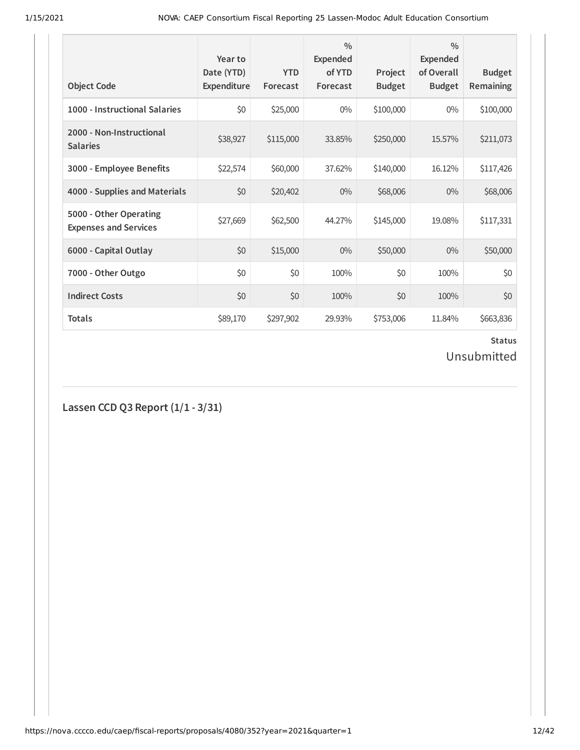| Object Code | Year to Date (YTD) Expenditure | YTD Forecast | % Expended of YTD Forecast | Project Budget | % Expended of Overall Budget | Budget Remaining |
|---|---|---|---|---|---|---|
| **1000 - Instructional Salaries** | $0 | $25,000 | 0% | $100,000 | 0% | $100,000 |
| **2000 - Non-Instructional Salaries** | $38,927 | $115,000 | 33.85% | $250,000 | 15.57% | $211,073 |
| **3000 - Employee Benefits** | $22,574 | $60,000 | 37.62% | $140,000 | 16.12% | $117,426 |
| **4000 - Supplies and Materials** | $0 | $20,402 | 0% | $68,006 | 0% | $68,006 |
| **5000 - Other Operating Expenses and Services** | $27,669 | $62,500 | 44.27% | $145,000 | 19.08% | $117,331 |
| **6000 - Capital Outlay** | $0 | $15,000 | 0% | $50,000 | 0% | $50,000 |
| **7000 - Other Outgo** | $0 | $0 | 100% | $0 | 100% | $0 |
| **Indirect Costs** | $0 | $0 | 100% | $0 | 100% | $0 |
| **Totals** | $89,170 | $297,902 | 29.93% | $753,006 | 11.84% | $663,836 |

**Status**

Unsubmitted

## Lassen CCD Q3 Report (1/1 - 3/31)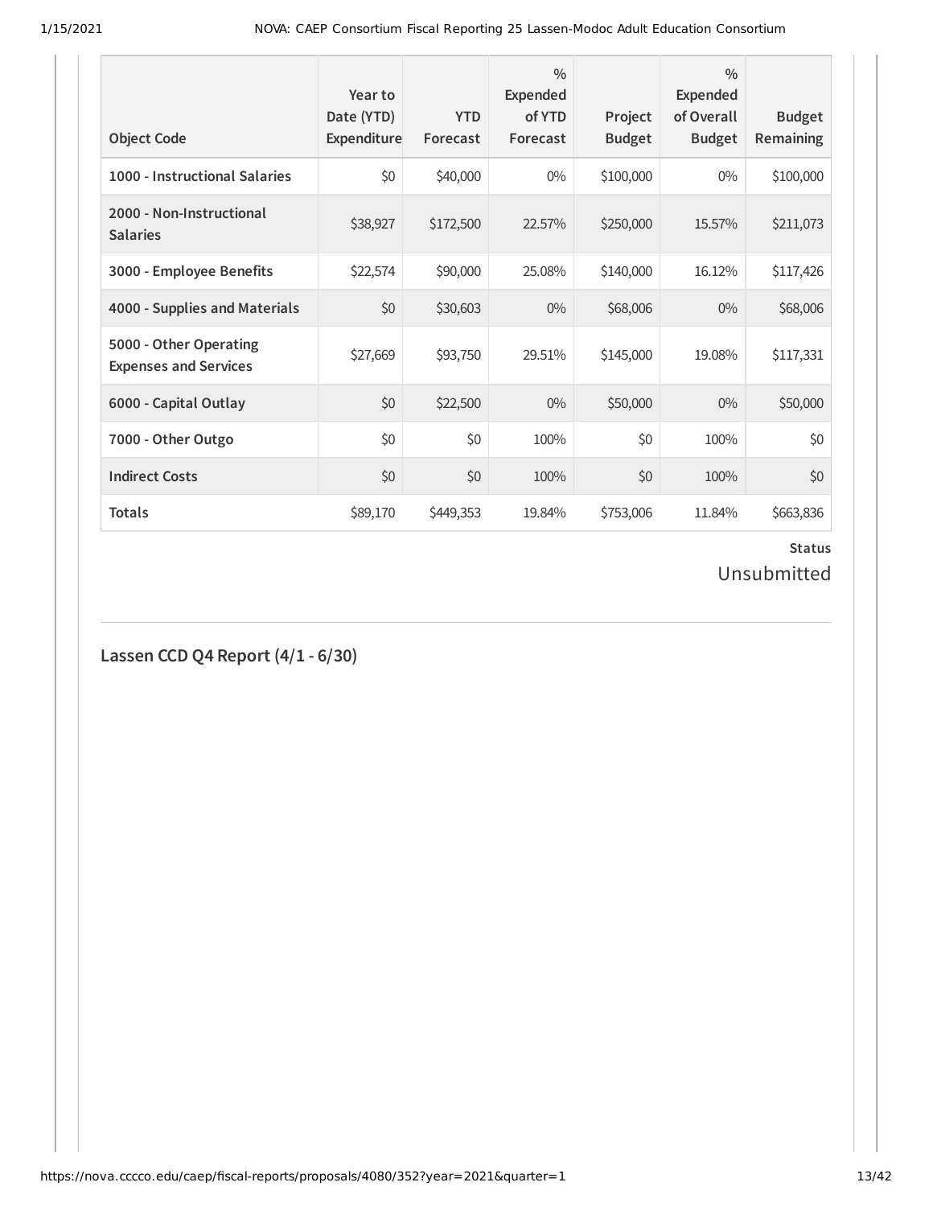| Object Code | Year to Date (YTD) Expenditure | YTD Forecast | % Expended of YTD Forecast | Project Budget | % Expended of Overall Budget | Budget Remaining |
|---|---|---|---|---|---|---|
| 1000 - Instructional Salaries | $0 | $40,000 | 0% | $100,000 | 0% | $100,000 |
| 2000 - Non-Instructional Salaries | $38,927 | $172,500 | 22.57% | $250,000 | 15.57% | $211,073 |
| 3000 - Employee Benefits | $22,574 | $90,000 | 25.08% | $140,000 | 16.12% | $117,426 |
| 4000 - Supplies and Materials | $0 | $30,603 | 0% | $68,006 | 0% | $68,006 |
| 5000 - Other Operating Expenses and Services | $27,669 | $93,750 | 29.51% | $145,000 | 19.08% | $117,331 |
| 6000 - Capital Outlay | $0 | $22,500 | 0% | $50,000 | 0% | $50,000 |
| 7000 - Other Outgo | $0 | $0 | 100% | $0 | 100% | $0 |
| Indirect Costs | $0 | $0 | 100% | $0 | 100% | $0 |
| Totals | $89,170 | $449,353 | 19.84% | $753,006 | 11.84% | $663,836 |

**Status**

Unsubmitted

## Lassen CCD Q4 Report (4/1 - 6/30)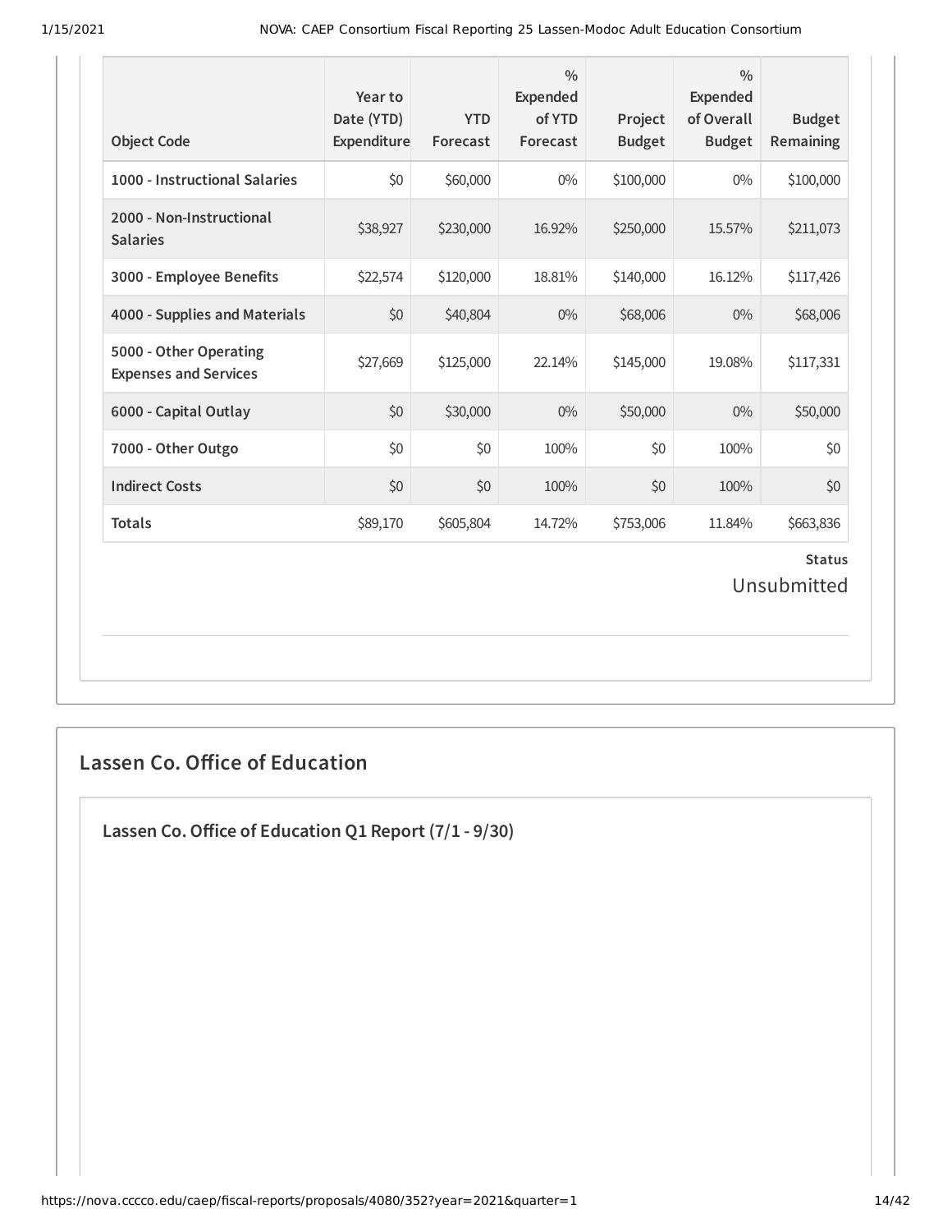| Object Code | Year to Date (YTD) Expenditure | YTD Forecast | % Expended of YTD Forecast | Project Budget | % Expended of Overall Budget | Budget Remaining |
| --- | --- | --- | --- | --- | --- | --- |
| 1000 - Instructional Salaries | $0 | $60,000 | 0% | $100,000 | 0% | $100,000 |
| 2000 - Non-Instructional Salaries | $38,927 | $230,000 | 16.92% | $250,000 | 15.57% | $211,073 |
| 3000 - Employee Benefits | $22,574 | $120,000 | 18.81% | $140,000 | 16.12% | $117,426 |
| 4000 - Supplies and Materials | $0 | $40,804 | 0% | $68,006 | 0% | $68,006 |
| 5000 - Other Operating Expenses and Services | $27,669 | $125,000 | 22.14% | $145,000 | 19.08% | $117,331 |
| 6000 - Capital Outlay | $0 | $30,000 | 0% | $50,000 | 0% | $50,000 |
| 7000 - Other Outgo | $0 | $0 | 100% | $0 | 100% | $0 |
| Indirect Costs | $0 | $0 | 100% | $0 | 100% | $0 |
| **Totals** | $89,170 | $605,804 | 14.72% | $753,006 | 11.84% | $663,836 |

**Status**

Unsubmitted

## Lassen Co. Office of Education

### Lassen Co. Office of Education Q1 Report (7/1 - 9/30)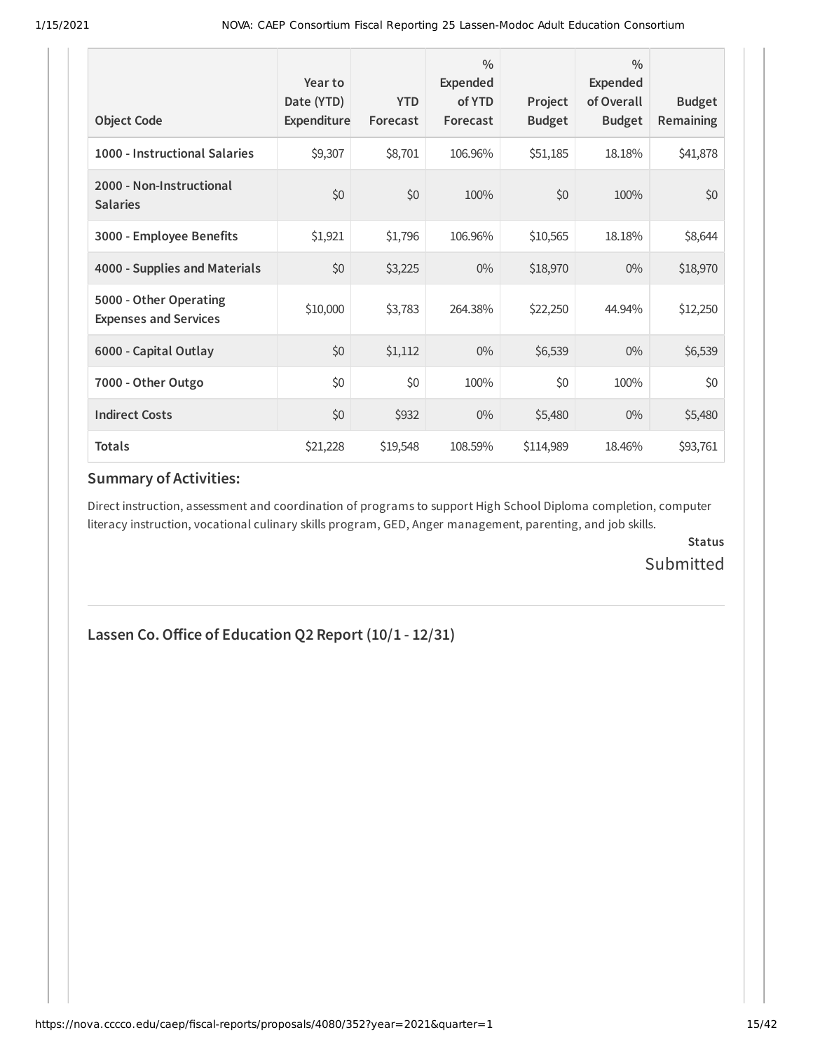| Object Code | Year to Date (YTD) Expenditure | YTD Forecast | % Expended of YTD Forecast | Project Budget | % Expended of Overall Budget | Budget Remaining |
|---|---|---|---|---|---|---|
| 1000 - Instructional Salaries | $9,307 | $8,701 | 106.96% | $51,185 | 18.18% | $41,878 |
| 2000 - Non-Instructional Salaries | $0 | $0 | 100% | $0 | 100% | $0 |
| 3000 - Employee Benefits | $1,921 | $1,796 | 106.96% | $10,565 | 18.18% | $8,644 |
| 4000 - Supplies and Materials | $0 | $3,225 | 0% | $18,970 | 0% | $18,970 |
| 5000 - Other Operating Expenses and Services | $10,000 | $3,783 | 264.38% | $22,250 | 44.94% | $12,250 |
| 6000 - Capital Outlay | $0 | $1,112 | 0% | $6,539 | 0% | $6,539 |
| 7000 - Other Outgo | $0 | $0 | 100% | $0 | 100% | $0 |
| Indirect Costs | $0 | $932 | 0% | $5,480 | 0% | $5,480 |
| **Totals** | $21,228 | $19,548 | 108.59% | $114,989 | 18.46% | $93,761 |

### Summary of Activities:

Direct instruction, assessment and coordination of programs to support High School Diploma completion, computer literacy instruction, vocational culinary skills program, GED, Anger management, parenting, and job skills.

**Status**

Submitted

## Lassen Co. Office of Education Q2 Report (10/1 - 12/31)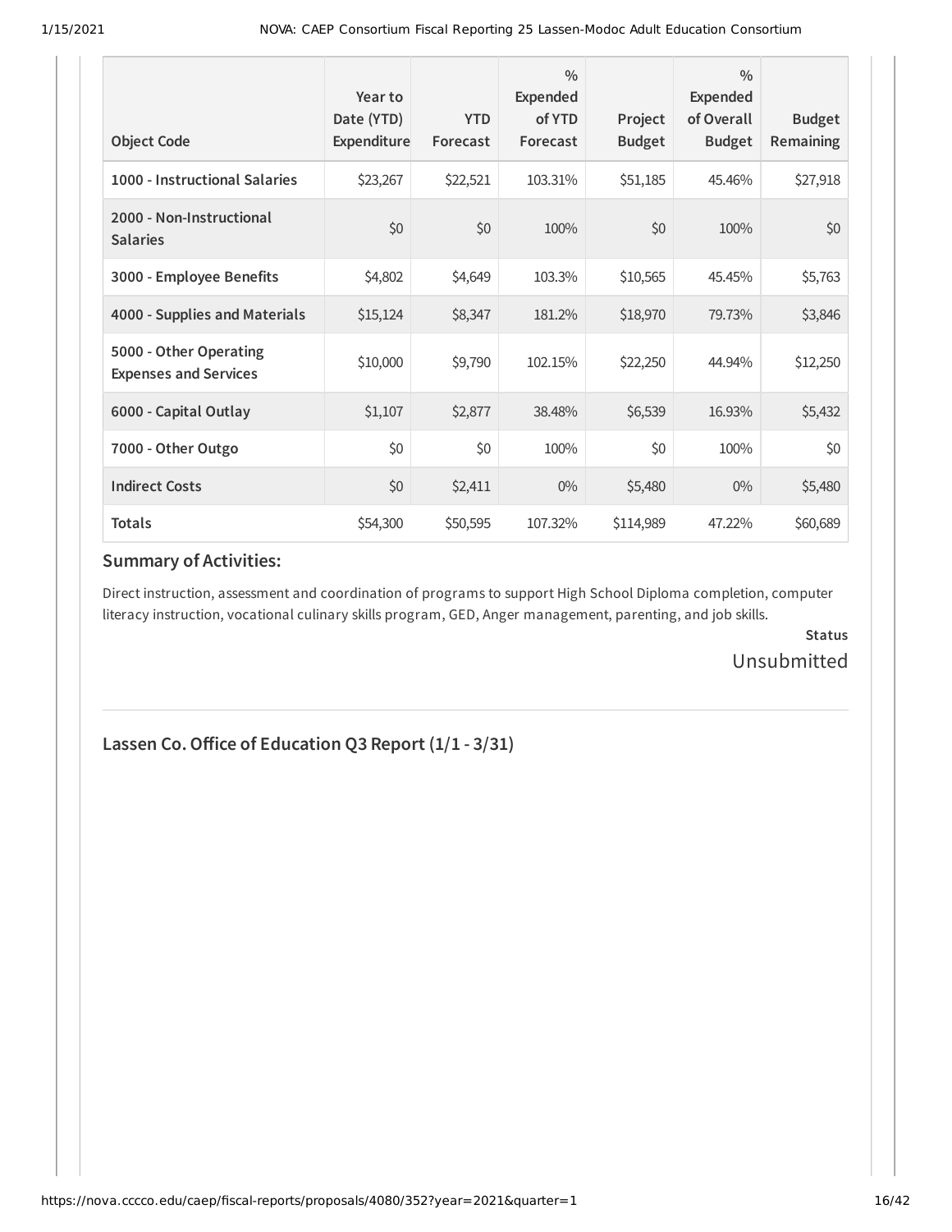| Object Code | Year to Date (YTD) Expenditure | YTD Forecast | % Expended of YTD Forecast | Project Budget | % Expended of Overall Budget | Budget Remaining |
|---|---|---|---|---|---|---|
| **1000 - Instructional Salaries** | $23,267 | $22,521 | 103.31% | $51,185 | 45.46% | $27,918 |
| **2000 - Non-Instructional Salaries** | $0 | $0 | 100% | $0 | 100% | $0 |
| **3000 - Employee Benefits** | $4,802 | $4,649 | 103.3% | $10,565 | 45.45% | $5,763 |
| **4000 - Supplies and Materials** | $15,124 | $8,347 | 181.2% | $18,970 | 79.73% | $3,846 |
| **5000 - Other Operating Expenses and Services** | $10,000 | $9,790 | 102.15% | $22,250 | 44.94% | $12,250 |
| **6000 - Capital Outlay** | $1,107 | $2,877 | 38.48% | $6,539 | 16.93% | $5,432 |
| **7000 - Other Outgo** | $0 | $0 | 100% | $0 | 100% | $0 |
| **Indirect Costs** | $0 | $2,411 | 0% | $5,480 | 0% | $5,480 |
| **Totals** | $54,300 | $50,595 | 107.32% | $114,989 | 47.22% | $60,689 |

### Summary of Activities:

Direct instruction, assessment and coordination of programs to support High School Diploma completion, computer literacy instruction, vocational culinary skills program, GED, Anger management, parenting, and job skills.

**Status**

Unsubmitted

---

### Lassen Co. Office of Education Q3 Report (1/1 - 3/31)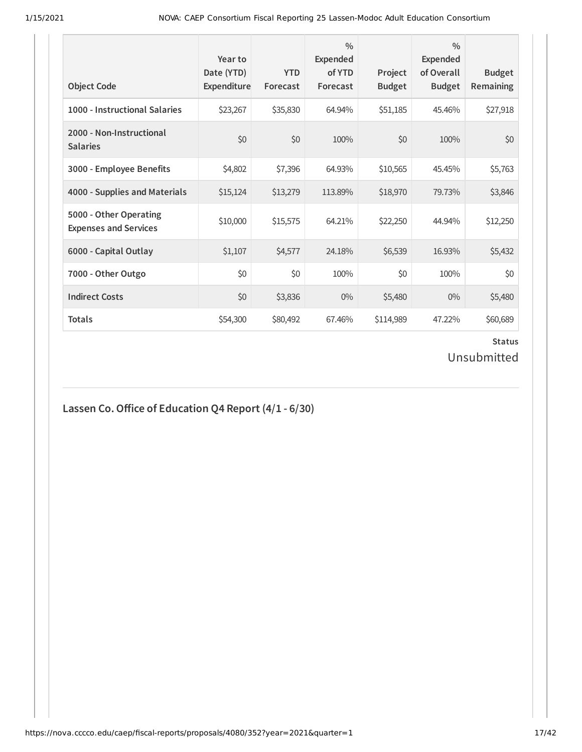| Object Code | Year to Date (YTD) Expenditure | YTD Forecast | % Expended of YTD Forecast | Project Budget | % Expended of Overall Budget | Budget Remaining |
|---|---|---|---|---|---|---|
| 1000 - Instructional Salaries | $23,267 | $35,830 | 64.94% | $51,185 | 45.46% | $27,918 |
| 2000 - Non-Instructional Salaries | $0 | $0 | 100% | $0 | 100% | $0 |
| 3000 - Employee Benefits | $4,802 | $7,396 | 64.93% | $10,565 | 45.45% | $5,763 |
| 4000 - Supplies and Materials | $15,124 | $13,279 | 113.89% | $18,970 | 79.73% | $3,846 |
| 5000 - Other Operating Expenses and Services | $10,000 | $15,575 | 64.21% | $22,250 | 44.94% | $12,250 |
| 6000 - Capital Outlay | $1,107 | $4,577 | 24.18% | $6,539 | 16.93% | $5,432 |
| 7000 - Other Outgo | $0 | $0 | 100% | $0 | 100% | $0 |
| Indirect Costs | $0 | $3,836 | 0% | $5,480 | 0% | $5,480 |
| Totals | $54,300 | $80,492 | 67.46% | $114,989 | 47.22% | $60,689 |

**Status**

Unsubmitted

## Lassen Co. Office of Education Q4 Report (4/1 - 6/30)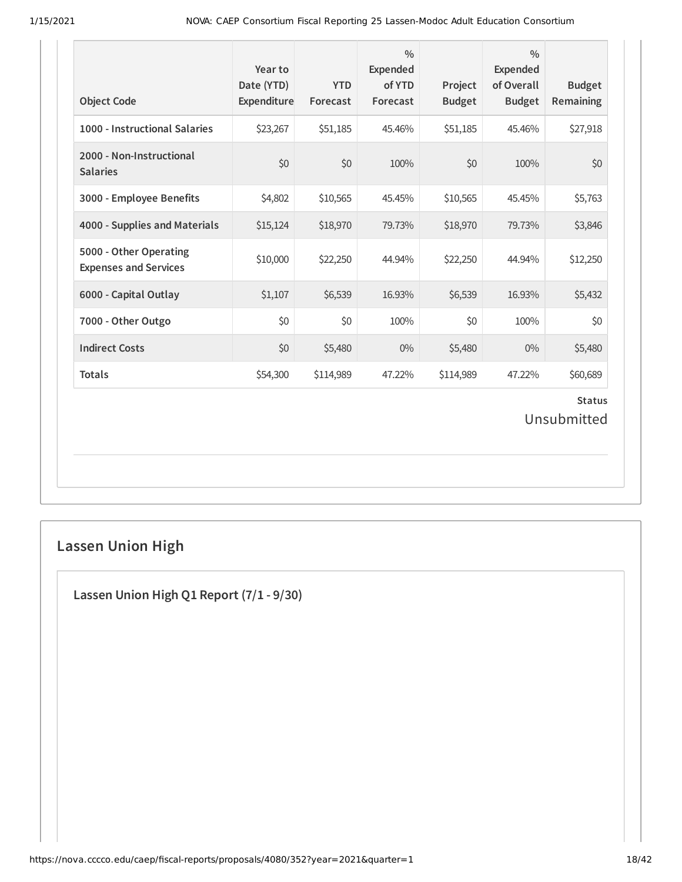| Object Code | Year to Date (YTD) Expenditure | YTD Forecast | % Expended of YTD Forecast | Project Budget | % Expended of Overall Budget | Budget Remaining |
|---|---|---|---|---|---|---|
| 1000 - Instructional Salaries | $23,267 | $51,185 | 45.46% | $51,185 | 45.46% | $27,918 |
| 2000 - Non-Instructional Salaries | $0 | $0 | 100% | $0 | 100% | $0 |
| 3000 - Employee Benefits | $4,802 | $10,565 | 45.45% | $10,565 | 45.45% | $5,763 |
| 4000 - Supplies and Materials | $15,124 | $18,970 | 79.73% | $18,970 | 79.73% | $3,846 |
| 5000 - Other Operating Expenses and Services | $10,000 | $22,250 | 44.94% | $22,250 | 44.94% | $12,250 |
| 6000 - Capital Outlay | $1,107 | $6,539 | 16.93% | $6,539 | 16.93% | $5,432 |
| 7000 - Other Outgo | $0 | $0 | 100% | $0 | 100% | $0 |
| Indirect Costs | $0 | $5,480 | 0% | $5,480 | 0% | $5,480 |
| Totals | $54,300 | $114,989 | 47.22% | $114,989 | 47.22% | $60,689 |

**Status**

Unsubmitted

## Lassen Union High

### Lassen Union High Q1 Report (7/1 - 9/30)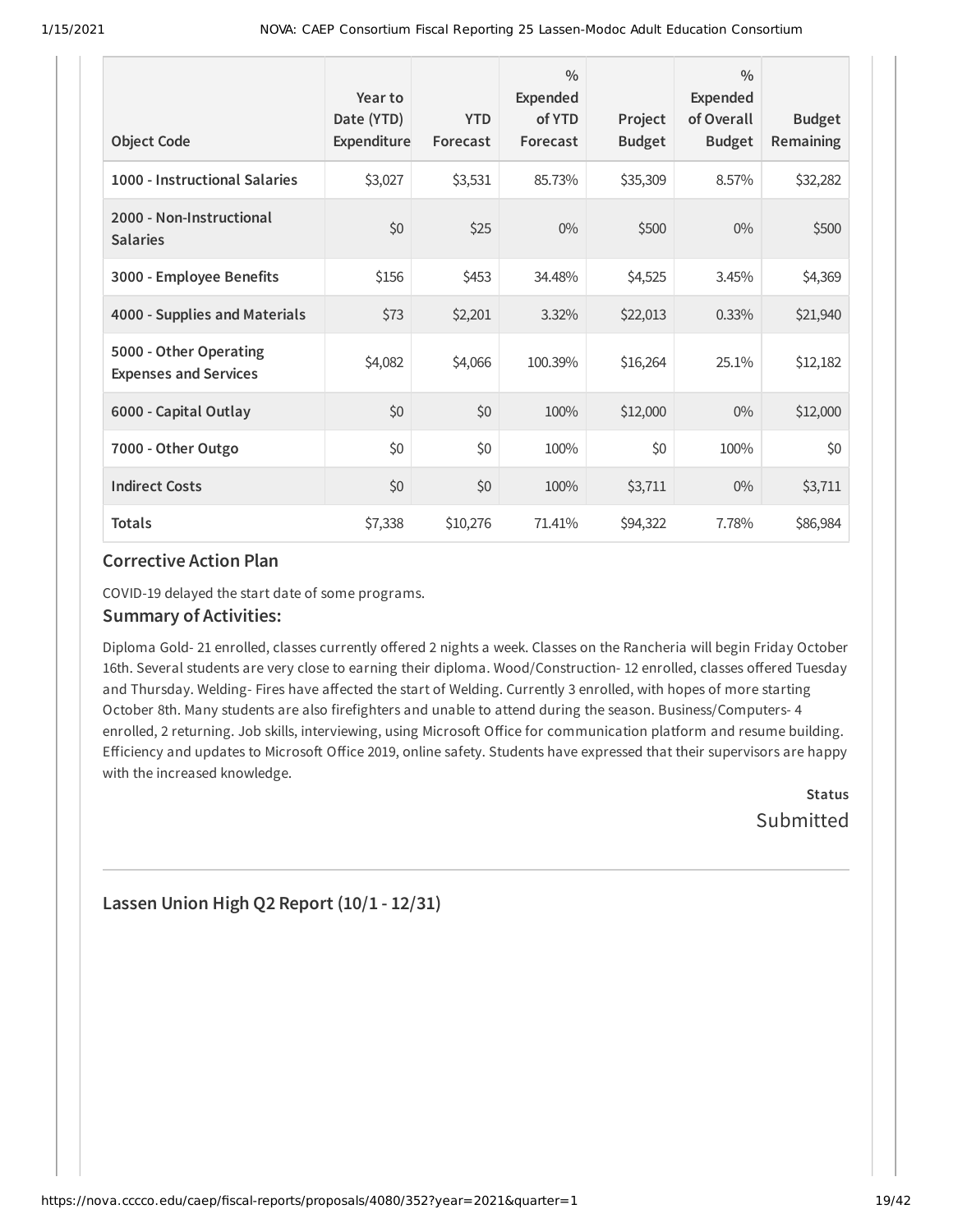| Object Code | Year to Date (YTD) Expenditure | YTD Forecast | % Expended of YTD Forecast | Project Budget | % Expended of Overall Budget | Budget Remaining |
|---|---|---|---|---|---|---|
| **1000 - Instructional Salaries** | $3,027 | $3,531 | 85.73% | $35,309 | 8.57% | $32,282 |
| **2000 - Non-Instructional Salaries** | $0 | $25 | 0% | $500 | 0% | $500 |
| **3000 - Employee Benefits** | $156 | $453 | 34.48% | $4,525 | 3.45% | $4,369 |
| **4000 - Supplies and Materials** | $73 | $2,201 | 3.32% | $22,013 | 0.33% | $21,940 |
| **5000 - Other Operating Expenses and Services** | $4,082 | $4,066 | 100.39% | $16,264 | 25.1% | $12,182 |
| **6000 - Capital Outlay** | $0 | $0 | 100% | $12,000 | 0% | $12,000 |
| **7000 - Other Outgo** | $0 | $0 | 100% | $0 | 100% | $0 |
| **Indirect Costs** | $0 | $0 | 100% | $3,711 | 0% | $3,711 |
| **Totals** | $7,338 | $10,276 | 71.41% | $94,322 | 7.78% | $86,984 |

### Corrective Action Plan

COVID-19 delayed the start date of some programs.

### Summary of Activities:

Diploma Gold- 21 enrolled, classes currently offered 2 nights a week. Classes on the Rancheria will begin Friday October 16th. Several students are very close to earning their diploma. Wood/Construction- 12 enrolled, classes offered Tuesday and Thursday. Welding- Fires have affected the start of Welding. Currently 3 enrolled, with hopes of more starting October 8th. Many students are also firefighters and unable to attend during the season. Business/Computers- 4 enrolled, 2 returning. Job skills, interviewing, using Microsoft Office for communication platform and resume building. Efficiency and updates to Microsoft Office 2019, online safety. Students have expressed that their supervisors are happy with the increased knowledge.

**Status**
Submitted

---

### Lassen Union High Q2 Report (10/1 - 12/31)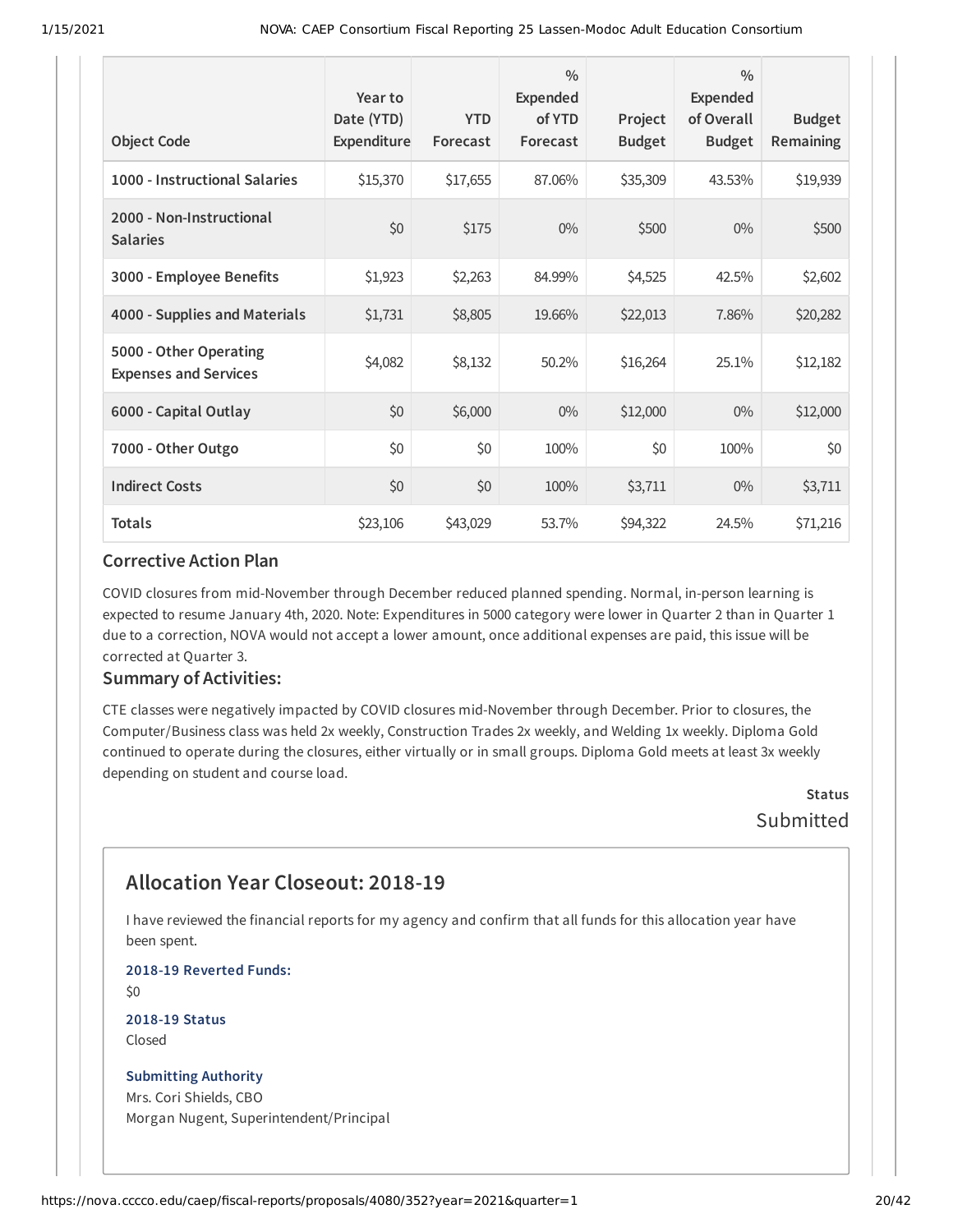| Object Code | Year to Date (YTD) Expenditure | YTD Forecast | % Expended of YTD Forecast | Project Budget | % Expended of Overall Budget | Budget Remaining |
|---|---|---|---|---|---|---|
| 1000 - Instructional Salaries | $15,370 | $17,655 | 87.06% | $35,309 | 43.53% | $19,939 |
| 2000 - Non-Instructional Salaries | $0 | $175 | 0% | $500 | 0% | $500 |
| 3000 - Employee Benefits | $1,923 | $2,263 | 84.99% | $4,525 | 42.5% | $2,602 |
| 4000 - Supplies and Materials | $1,731 | $8,805 | 19.66% | $22,013 | 7.86% | $20,282 |
| 5000 - Other Operating Expenses and Services | $4,082 | $8,132 | 50.2% | $16,264 | 25.1% | $12,182 |
| 6000 - Capital Outlay | $0 | $6,000 | 0% | $12,000 | 0% | $12,000 |
| 7000 - Other Outgo | $0 | $0 | 100% | $0 | 100% | $0 |
| Indirect Costs | $0 | $0 | 100% | $3,711 | 0% | $3,711 |
| Totals | $23,106 | $43,029 | 53.7% | $94,322 | 24.5% | $71,216 |

### Corrective Action Plan

COVID closures from mid-November through December reduced planned spending. Normal, in-person learning is expected to resume January 4th, 2020. Note: Expenditures in 5000 category were lower in Quarter 2 than in Quarter 1 due to a correction, NOVA would not accept a lower amount, once additional expenses are paid, this issue will be corrected at Quarter 3.

### Summary of Activities:

CTE classes were negatively impacted by COVID closures mid-November through December. Prior to closures, the Computer/Business class was held 2x weekly, Construction Trades 2x weekly, and Welding 1x weekly. Diploma Gold continued to operate during the closures, either virtually or in small groups. Diploma Gold meets at least 3x weekly depending on student and course load.

**Status**

Submitted

## Allocation Year Closeout: 2018-19

I have reviewed the financial reports for my agency and confirm that all funds for this allocation year have been spent.

**2018-19 Reverted Funds:**

$0

**2018-19 Status**

Closed

**Submitting Authority**

Mrs. Cori Shields, CBO
Morgan Nugent, Superintendent/Principal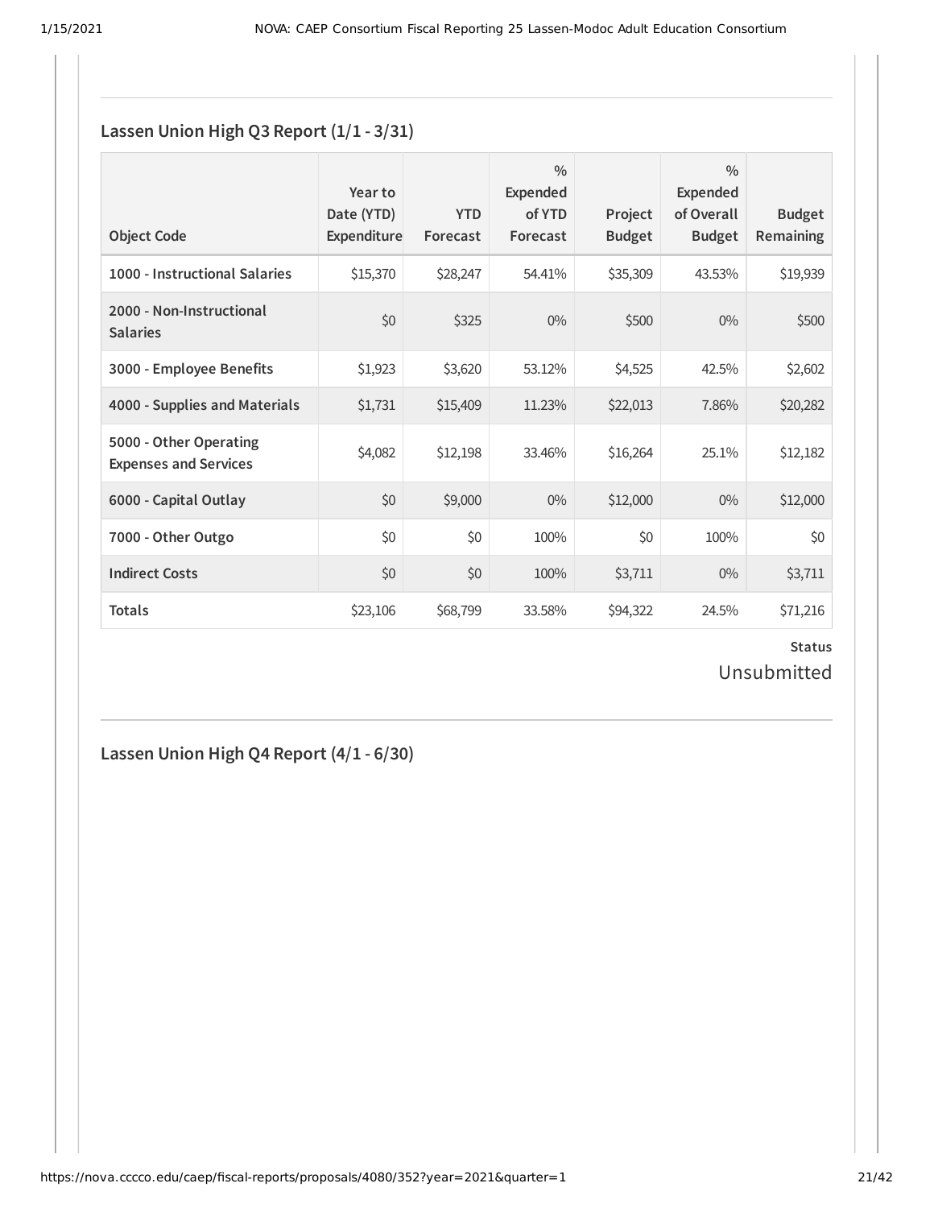## Lassen Union High Q3 Report (1/1 - 3/31)

| Object Code | Year to Date (YTD) Expenditure | YTD Forecast | % Expended of YTD Forecast | Project Budget | % Expended of Overall Budget | Budget Remaining |
|---|---|---|---|---|---|---|
| 1000 - Instructional Salaries | $15,370 | $28,247 | 54.41% | $35,309 | 43.53% | $19,939 |
| 2000 - Non-Instructional Salaries | $0 | $325 | 0% | $500 | 0% | $500 |
| 3000 - Employee Benefits | $1,923 | $3,620 | 53.12% | $4,525 | 42.5% | $2,602 |
| 4000 - Supplies and Materials | $1,731 | $15,409 | 11.23% | $22,013 | 7.86% | $20,282 |
| 5000 - Other Operating Expenses and Services | $4,082 | $12,198 | 33.46% | $16,264 | 25.1% | $12,182 |
| 6000 - Capital Outlay | $0 | $9,000 | 0% | $12,000 | 0% | $12,000 |
| 7000 - Other Outgo | $0 | $0 | 100% | $0 | 100% | $0 |
| Indirect Costs | $0 | $0 | 100% | $3,711 | 0% | $3,711 |
| Totals | $23,106 | $68,799 | 33.58% | $94,322 | 24.5% | $71,216 |

**Status**

Unsubmitted

## Lassen Union High Q4 Report (4/1 - 6/30)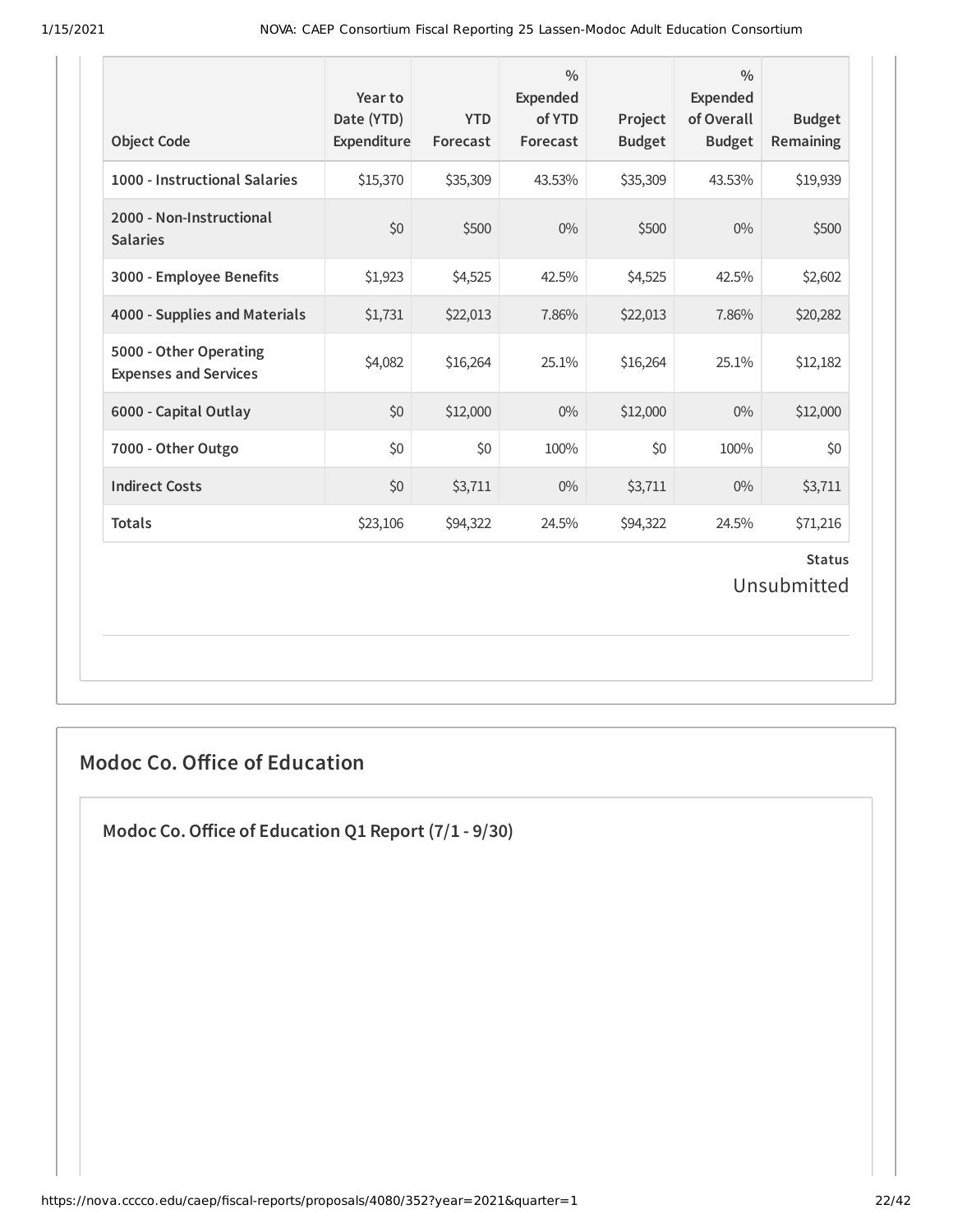| Object Code | Year to Date (YTD) Expenditure | YTD Forecast | % Expended of YTD Forecast | Project Budget | % Expended of Overall Budget | Budget Remaining |
|---|---|---|---|---|---|---|
| 1000 - Instructional Salaries | $15,370 | $35,309 | 43.53% | $35,309 | 43.53% | $19,939 |
| 2000 - Non-Instructional Salaries | $0 | $500 | 0% | $500 | 0% | $500 |
| 3000 - Employee Benefits | $1,923 | $4,525 | 42.5% | $4,525 | 42.5% | $2,602 |
| 4000 - Supplies and Materials | $1,731 | $22,013 | 7.86% | $22,013 | 7.86% | $20,282 |
| 5000 - Other Operating Expenses and Services | $4,082 | $16,264 | 25.1% | $16,264 | 25.1% | $12,182 |
| 6000 - Capital Outlay | $0 | $12,000 | 0% | $12,000 | 0% | $12,000 |
| 7000 - Other Outgo | $0 | $0 | 100% | $0 | 100% | $0 |
| Indirect Costs | $0 | $3,711 | 0% | $3,711 | 0% | $3,711 |
| Totals | $23,106 | $94,322 | 24.5% | $94,322 | 24.5% | $71,216 |

**Status**

Unsubmitted

## Modoc Co. Office of Education

### Modoc Co. Office of Education Q1 Report (7/1 - 9/30)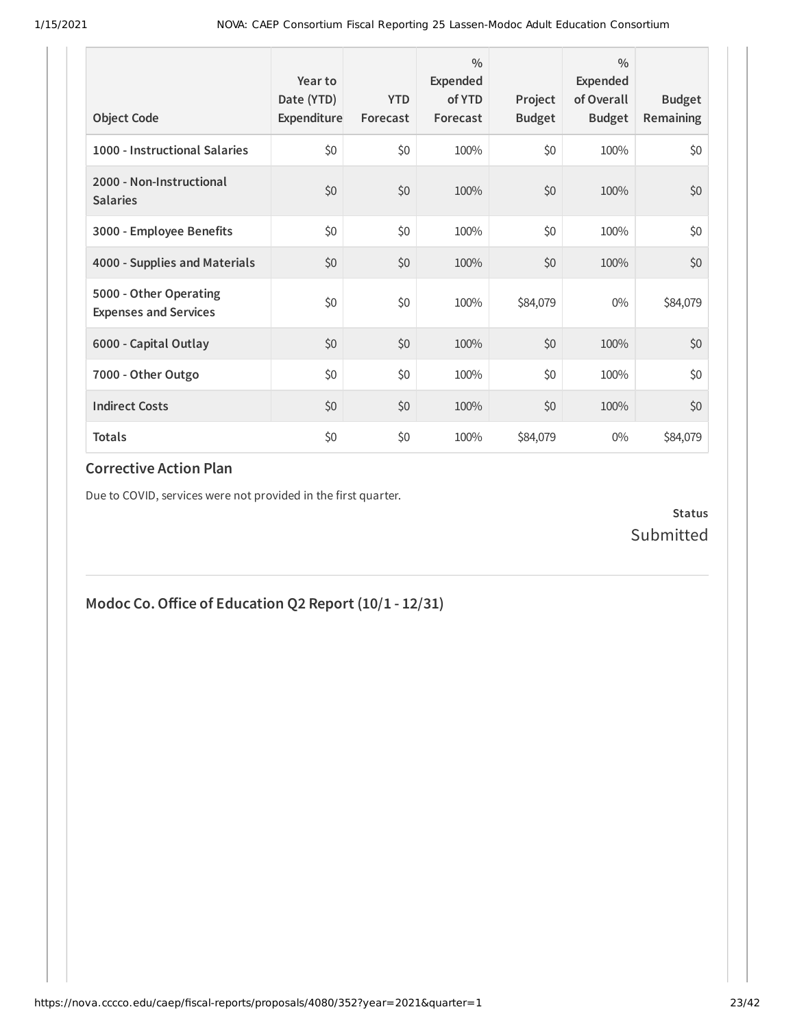| Object Code | Year to Date (YTD) Expenditure | YTD Forecast | % Expended of YTD Forecast | Project Budget | % Expended of Overall Budget | Budget Remaining |
|---|---|---|---|---|---|---|
| **1000 - Instructional Salaries** | $0 | $0 | 100% | $0 | 100% | $0 |
| **2000 - Non-Instructional Salaries** | $0 | $0 | 100% | $0 | 100% | $0 |
| **3000 - Employee Benefits** | $0 | $0 | 100% | $0 | 100% | $0 |
| **4000 - Supplies and Materials** | $0 | $0 | 100% | $0 | 100% | $0 |
| **5000 - Other Operating Expenses and Services** | $0 | $0 | 100% | $84,079 | 0% | $84,079 |
| **6000 - Capital Outlay** | $0 | $0 | 100% | $0 | 100% | $0 |
| **7000 - Other Outgo** | $0 | $0 | 100% | $0 | 100% | $0 |
| **Indirect Costs** | $0 | $0 | 100% | $0 | 100% | $0 |
| **Totals** | $0 | $0 | 100% | $84,079 | 0% | $84,079 |

### Corrective Action Plan

Due to COVID, services were not provided in the first quarter.

**Status**
Submitted

## Modoc Co. Office of Education Q2 Report (10/1 - 12/31)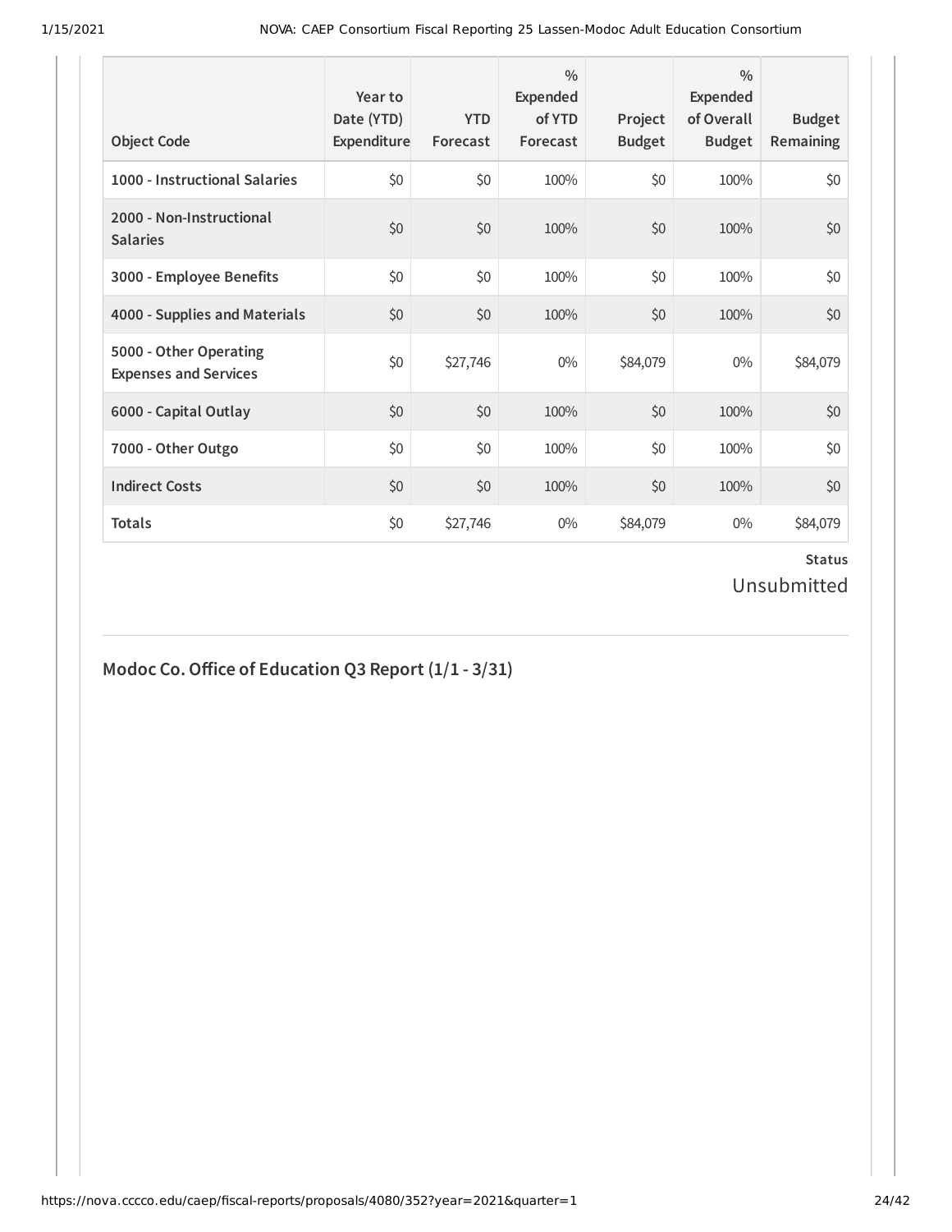| Object Code | Year to Date (YTD) Expenditure | YTD Forecast | % Expended of YTD Forecast | Project Budget | % Expended of Overall Budget | Budget Remaining |
|---|---|---|---|---|---|---|
| **1000 - Instructional Salaries** | $0 | $0 | 100% | $0 | 100% | $0 |
| **2000 - Non-Instructional Salaries** | $0 | $0 | 100% | $0 | 100% | $0 |
| **3000 - Employee Benefits** | $0 | $0 | 100% | $0 | 100% | $0 |
| **4000 - Supplies and Materials** | $0 | $0 | 100% | $0 | 100% | $0 |
| **5000 - Other Operating Expenses and Services** | $0 | $27,746 | 0% | $84,079 | 0% | $84,079 |
| **6000 - Capital Outlay** | $0 | $0 | 100% | $0 | 100% | $0 |
| **7000 - Other Outgo** | $0 | $0 | 100% | $0 | 100% | $0 |
| **Indirect Costs** | $0 | $0 | 100% | $0 | 100% | $0 |
| **Totals** | $0 | $27,746 | 0% | $84,079 | 0% | $84,079 |

**Status**
Unsubmitted

## Modoc Co. Office of Education Q3 Report (1/1 - 3/31)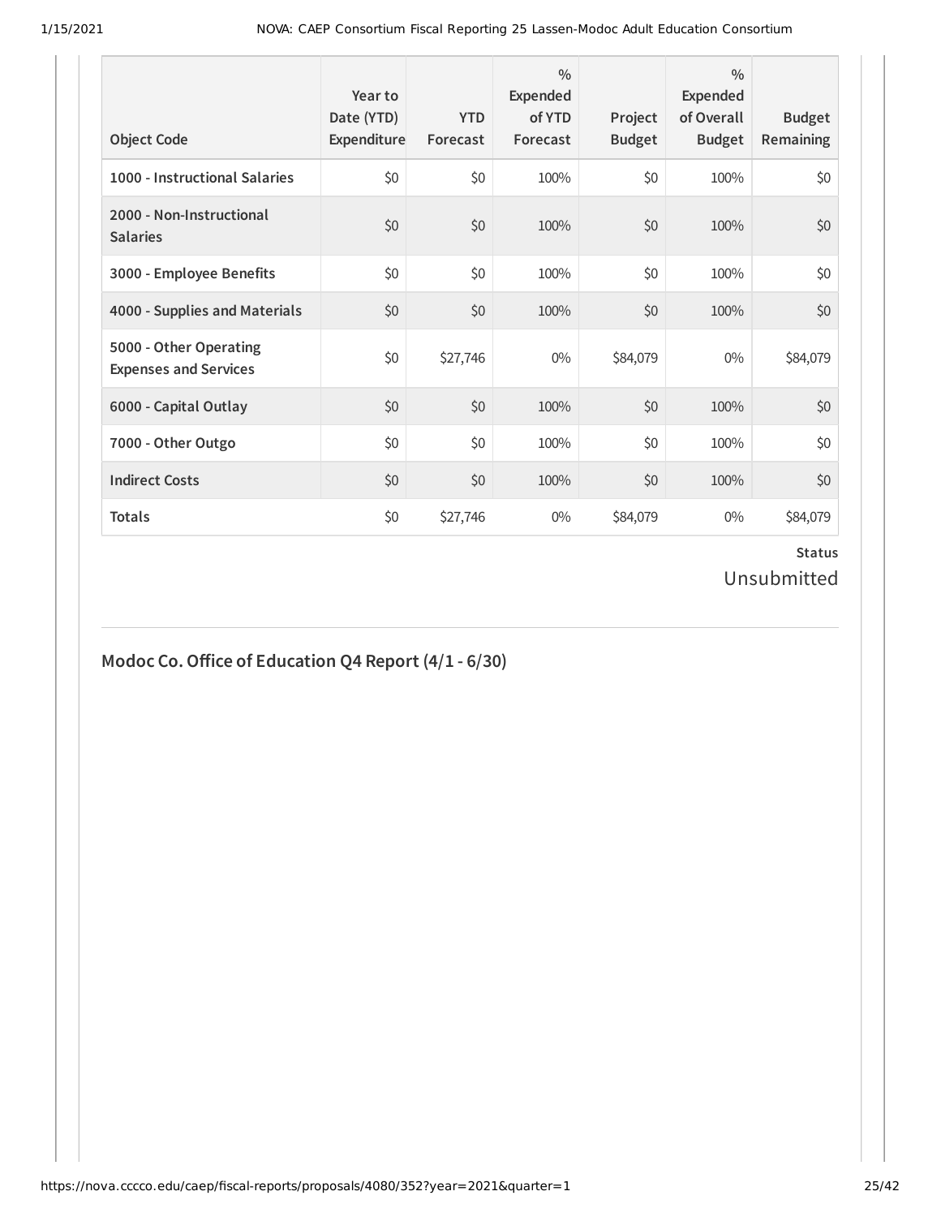| Object Code | Year to Date (YTD) Expenditure | YTD Forecast | % Expended of YTD Forecast | Project Budget | % Expended of Overall Budget | Budget Remaining |
|---|---|---|---|---|---|---|
| **1000 - Instructional Salaries** | $0 | $0 | 100% | $0 | 100% | $0 |
| **2000 - Non-Instructional Salaries** | $0 | $0 | 100% | $0 | 100% | $0 |
| **3000 - Employee Benefits** | $0 | $0 | 100% | $0 | 100% | $0 |
| **4000 - Supplies and Materials** | $0 | $0 | 100% | $0 | 100% | $0 |
| **5000 - Other Operating Expenses and Services** | $0 | $27,746 | 0% | $84,079 | 0% | $84,079 |
| **6000 - Capital Outlay** | $0 | $0 | 100% | $0 | 100% | $0 |
| **7000 - Other Outgo** | $0 | $0 | 100% | $0 | 100% | $0 |
| **Indirect Costs** | $0 | $0 | 100% | $0 | 100% | $0 |
| **Totals** | $0 | $27,746 | 0% | $84,079 | 0% | $84,079 |

**Status**

Unsubmitted

## Modoc Co. Office of Education Q4 Report (4/1 - 6/30)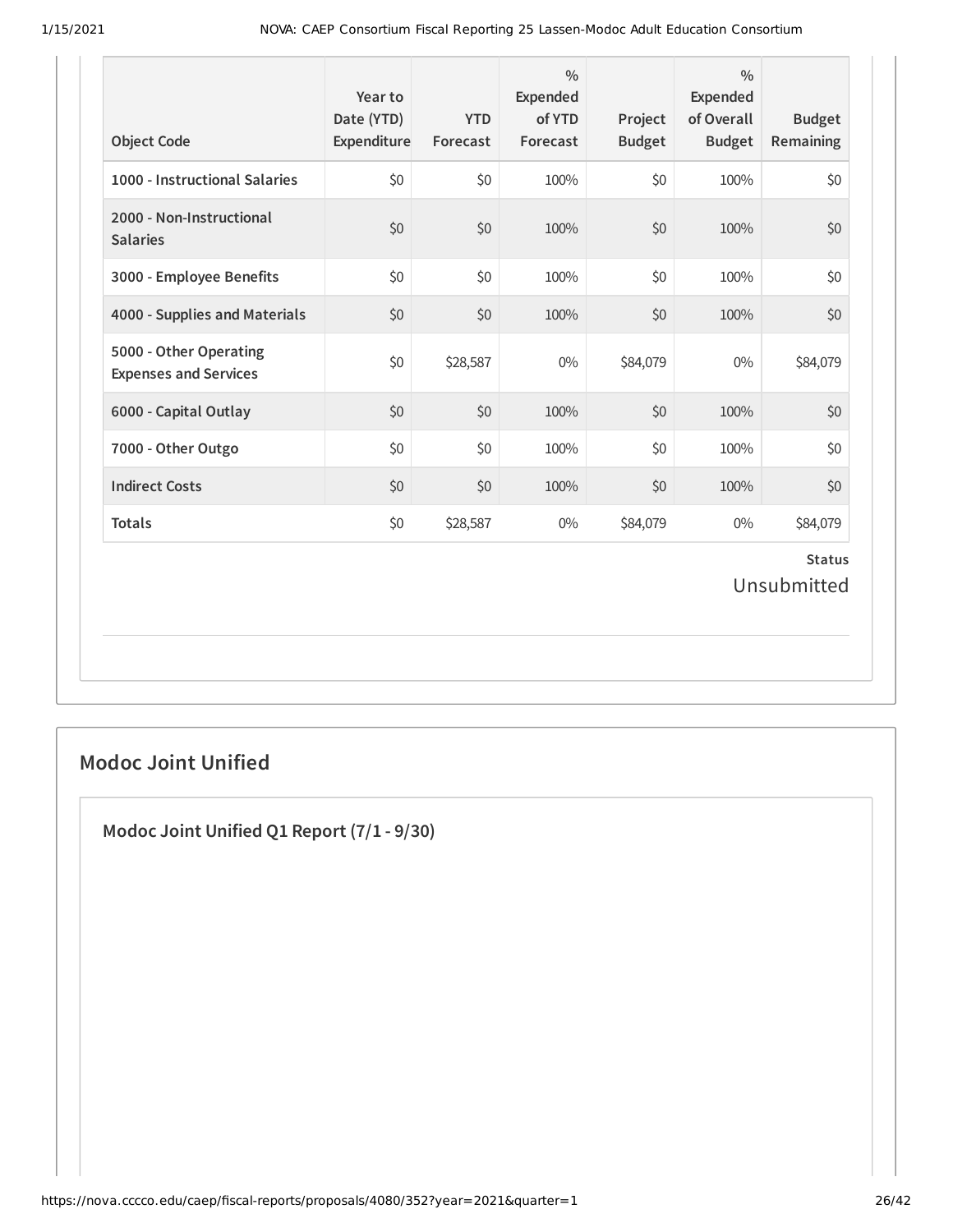| Object Code | Year to Date (YTD) Expenditure | YTD Forecast | % Expended of YTD Forecast | Project Budget | % Expended of Overall Budget | Budget Remaining |
|---|---|---|---|---|---|---|
| **1000 - Instructional Salaries** | $0 | $0 | 100% | $0 | 100% | $0 |
| **2000 - Non-Instructional Salaries** | $0 | $0 | 100% | $0 | 100% | $0 |
| **3000 - Employee Benefits** | $0 | $0 | 100% | $0 | 100% | $0 |
| **4000 - Supplies and Materials** | $0 | $0 | 100% | $0 | 100% | $0 |
| **5000 - Other Operating Expenses and Services** | $0 | $28,587 | 0% | $84,079 | 0% | $84,079 |
| **6000 - Capital Outlay** | $0 | $0 | 100% | $0 | 100% | $0 |
| **7000 - Other Outgo** | $0 | $0 | 100% | $0 | 100% | $0 |
| **Indirect Costs** | $0 | $0 | 100% | $0 | 100% | $0 |
| **Totals** | $0 | $28,587 | 0% | $84,079 | 0% | $84,079 |

**Status**

Unsubmitted

## Modoc Joint Unified

### Modoc Joint Unified Q1 Report (7/1 - 9/30)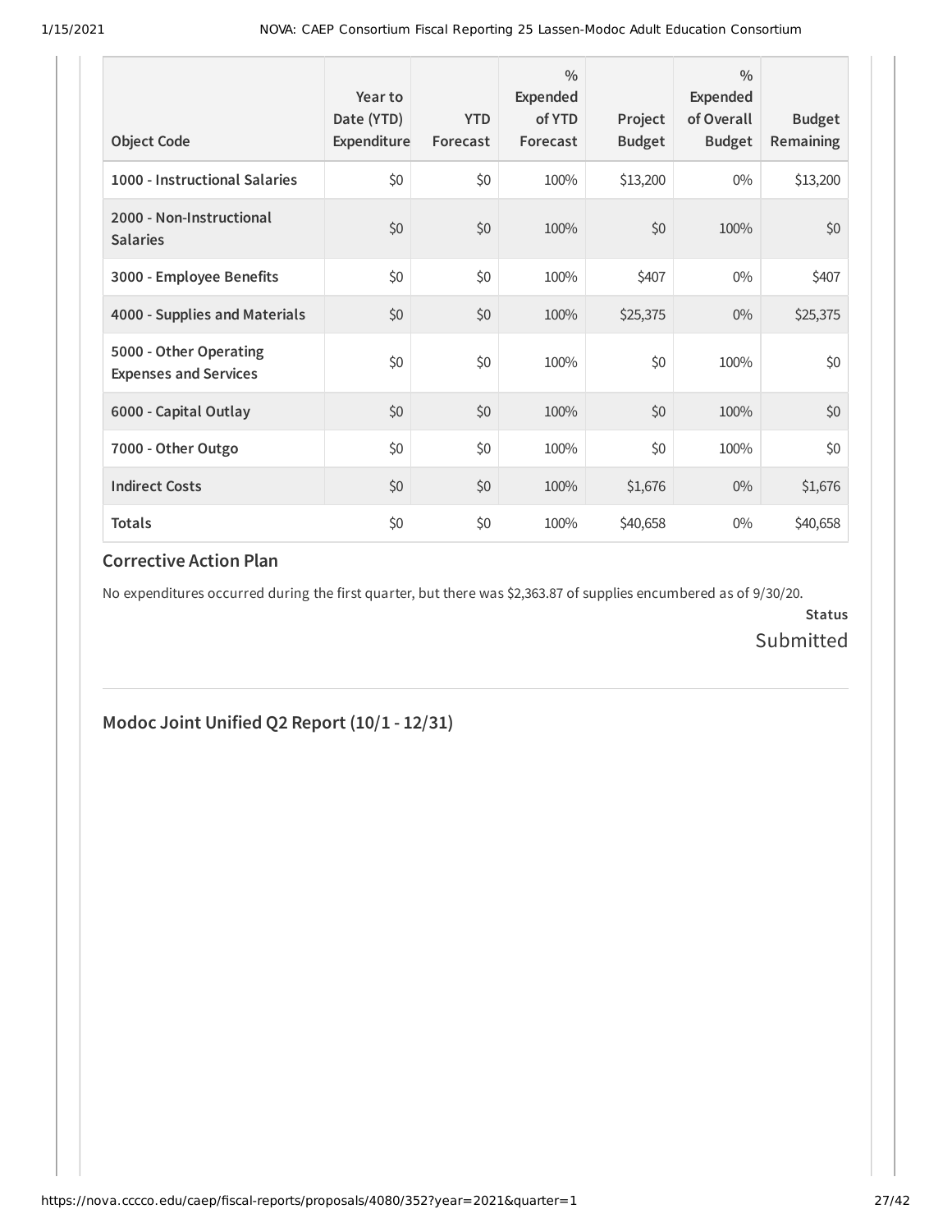| Object Code | Year to Date (YTD) Expenditure | YTD Forecast | % Expended of YTD Forecast | Project Budget | % Expended of Overall Budget | Budget Remaining |
| --- | --- | --- | --- | --- | --- | --- |
| **1000 - Instructional Salaries** | $0 | $0 | 100% | $13,200 | 0% | $13,200 |
| **2000 - Non-Instructional Salaries** | $0 | $0 | 100% | $0 | 100% | $0 |
| **3000 - Employee Benefits** | $0 | $0 | 100% | $407 | 0% | $407 |
| **4000 - Supplies and Materials** | $0 | $0 | 100% | $25,375 | 0% | $25,375 |
| **5000 - Other Operating Expenses and Services** | $0 | $0 | 100% | $0 | 100% | $0 |
| **6000 - Capital Outlay** | $0 | $0 | 100% | $0 | 100% | $0 |
| **7000 - Other Outgo** | $0 | $0 | 100% | $0 | 100% | $0 |
| **Indirect Costs** | $0 | $0 | 100% | $1,676 | 0% | $1,676 |
| **Totals** | $0 | $0 | 100% | $40,658 | 0% | $40,658 |

### Corrective Action Plan

No expenditures occurred during the first quarter, but there was $2,363.87 of supplies encumbered as of 9/30/20.

**Status**

Submitted

## Modoc Joint Unified Q2 Report (10/1 - 12/31)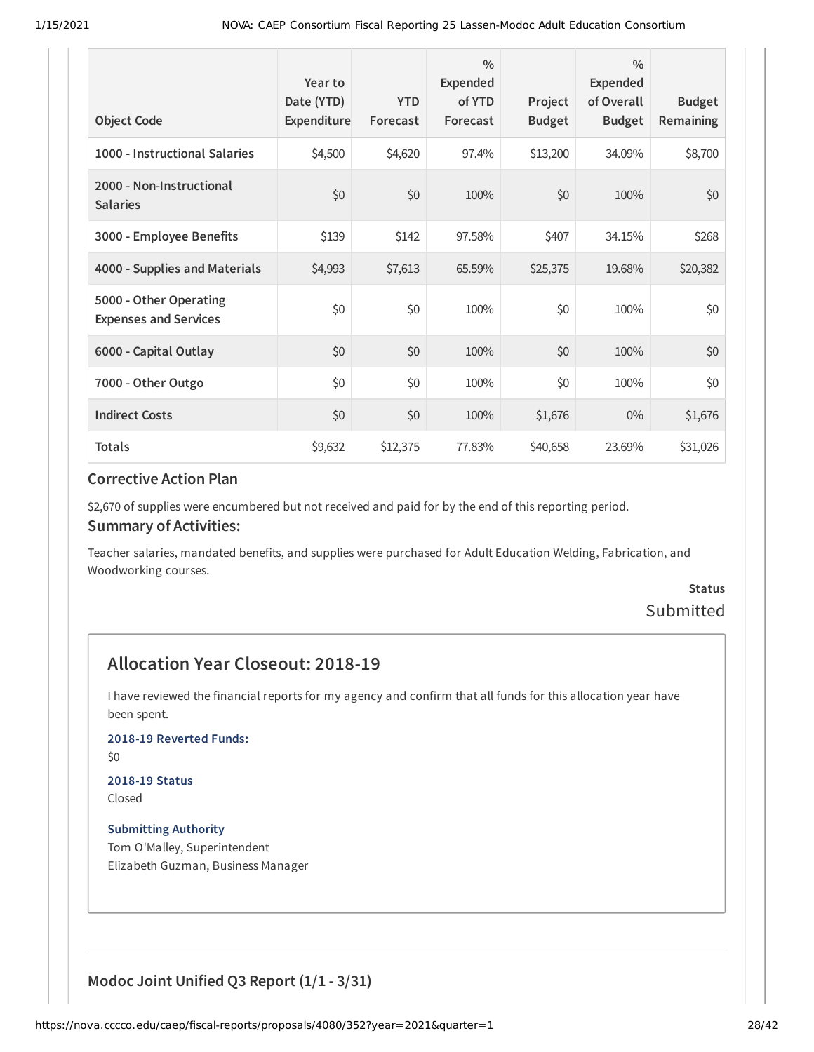| Object Code | Year to Date (YTD) Expenditure | YTD Forecast | % Expended of YTD Forecast | Project Budget | % Expended of Overall Budget | Budget Remaining |
|---|---|---|---|---|---|---|
| 1000 - Instructional Salaries | $4,500 | $4,620 | 97.4% | $13,200 | 34.09% | $8,700 |
| 2000 - Non-Instructional Salaries | $0 | $0 | 100% | $0 | 100% | $0 |
| 3000 - Employee Benefits | $139 | $142 | 97.58% | $407 | 34.15% | $268 |
| 4000 - Supplies and Materials | $4,993 | $7,613 | 65.59% | $25,375 | 19.68% | $20,382 |
| 5000 - Other Operating Expenses and Services | $0 | $0 | 100% | $0 | 100% | $0 |
| 6000 - Capital Outlay | $0 | $0 | 100% | $0 | 100% | $0 |
| 7000 - Other Outgo | $0 | $0 | 100% | $0 | 100% | $0 |
| Indirect Costs | $0 | $0 | 100% | $1,676 | 0% | $1,676 |
| Totals | $9,632 | $12,375 | 77.83% | $40,658 | 23.69% | $31,026 |

### Corrective Action Plan

$2,670 of supplies were encumbered but not received and paid for by the end of this reporting period.

### Summary of Activities:

Teacher salaries, mandated benefits, and supplies were purchased for Adult Education Welding, Fabrication, and Woodworking courses.

**Status**

Submitted

## Allocation Year Closeout: 2018-19

I have reviewed the financial reports for my agency and confirm that all funds for this allocation year have been spent.

**2018-19 Reverted Funds:**

$0

**2018-19 Status**

Closed

**Submitting Authority**

Tom O'Malley, Superintendent
Elizabeth Guzman, Business Manager

### Modoc Joint Unified Q3 Report (1/1 - 3/31)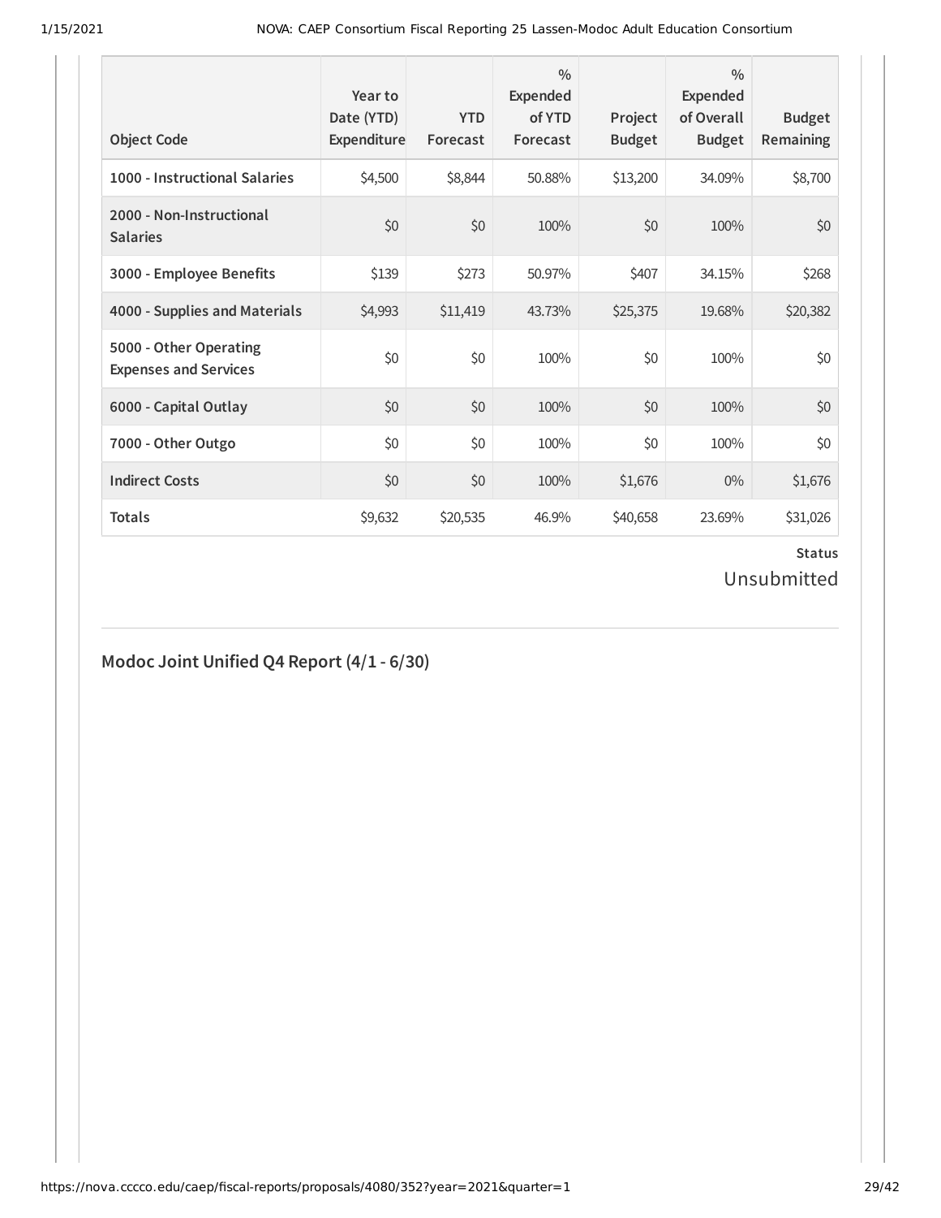| Object Code | Year to Date (YTD) Expenditure | YTD Forecast | % Expended of YTD Forecast | Project Budget | % Expended of Overall Budget | Budget Remaining |
|---|---|---|---|---|---|---|
| 1000 - Instructional Salaries | $4,500 | $8,844 | 50.88% | $13,200 | 34.09% | $8,700 |
| 2000 - Non-Instructional Salaries | $0 | $0 | 100% | $0 | 100% | $0 |
| 3000 - Employee Benefits | $139 | $273 | 50.97% | $407 | 34.15% | $268 |
| 4000 - Supplies and Materials | $4,993 | $11,419 | 43.73% | $25,375 | 19.68% | $20,382 |
| 5000 - Other Operating Expenses and Services | $0 | $0 | 100% | $0 | 100% | $0 |
| 6000 - Capital Outlay | $0 | $0 | 100% | $0 | 100% | $0 |
| 7000 - Other Outgo | $0 | $0 | 100% | $0 | 100% | $0 |
| Indirect Costs | $0 | $0 | 100% | $1,676 | 0% | $1,676 |
| **Totals** | $9,632 | $20,535 | 46.9% | $40,658 | 23.69% | $31,026 |

**Status**

Unsubmitted

## Modoc Joint Unified Q4 Report (4/1 - 6/30)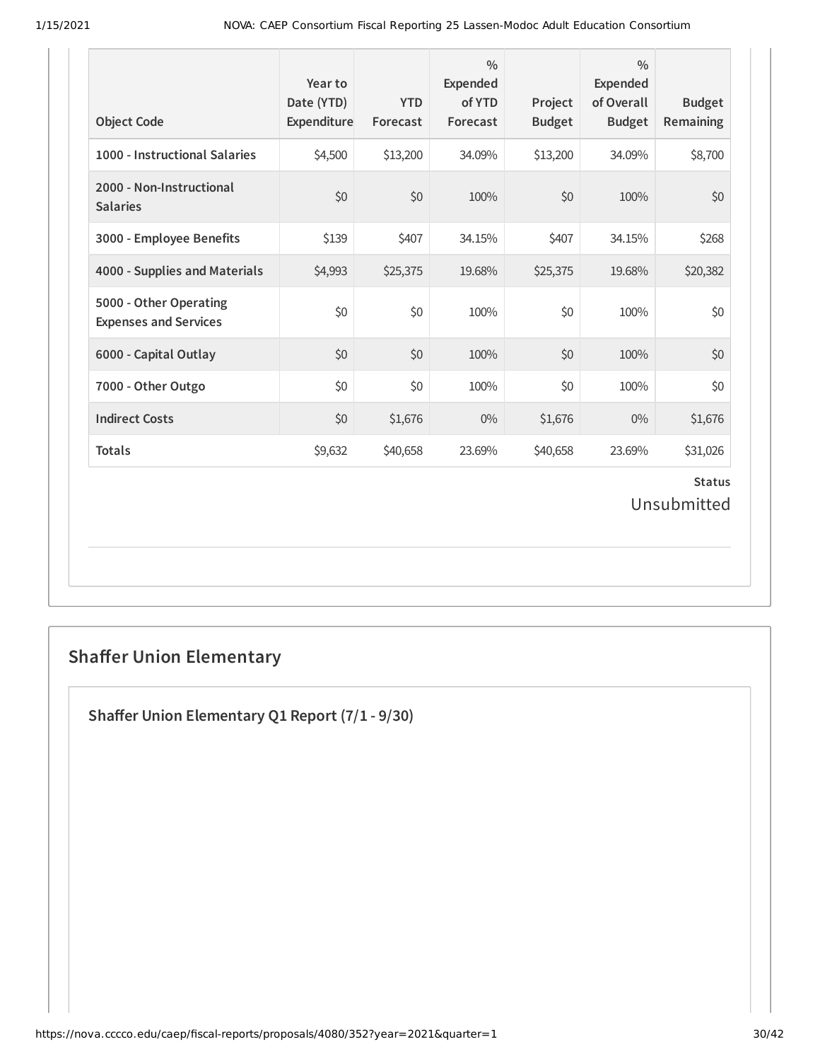| Object Code | Year to Date (YTD) Expenditure | YTD Forecast | % Expended of YTD Forecast | Project Budget | % Expended of Overall Budget | Budget Remaining |
| --- | --- | --- | --- | --- | --- | --- |
| 1000 - Instructional Salaries | $4,500 | $13,200 | 34.09% | $13,200 | 34.09% | $8,700 |
| 2000 - Non-Instructional Salaries | $0 | $0 | 100% | $0 | 100% | $0 |
| 3000 - Employee Benefits | $139 | $407 | 34.15% | $407 | 34.15% | $268 |
| 4000 - Supplies and Materials | $4,993 | $25,375 | 19.68% | $25,375 | 19.68% | $20,382 |
| 5000 - Other Operating Expenses and Services | $0 | $0 | 100% | $0 | 100% | $0 |
| 6000 - Capital Outlay | $0 | $0 | 100% | $0 | 100% | $0 |
| 7000 - Other Outgo | $0 | $0 | 100% | $0 | 100% | $0 |
| Indirect Costs | $0 | $1,676 | 0% | $1,676 | 0% | $1,676 |
| Totals | $9,632 | $40,658 | 23.69% | $40,658 | 23.69% | $31,026 |

**Status**

Unsubmitted

## Shaffer Union Elementary

### Shaffer Union Elementary Q1 Report (7/1 - 9/30)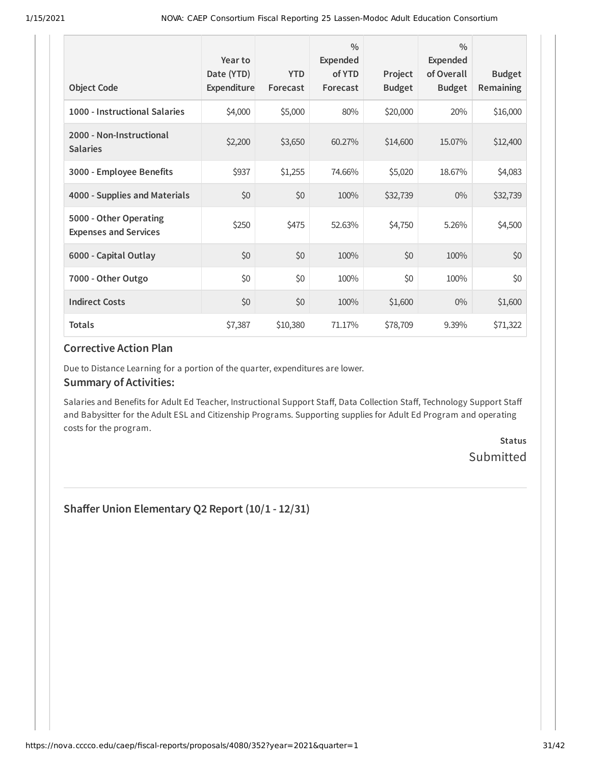| Object Code | Year to Date (YTD) Expenditure | YTD Forecast | % Expended of YTD Forecast | Project Budget | % Expended of Overall Budget | Budget Remaining |
|---|---|---|---|---|---|---|
| **1000 - Instructional Salaries** | $4,000 | $5,000 | 80% | $20,000 | 20% | $16,000 |
| **2000 - Non-Instructional Salaries** | $2,200 | $3,650 | 60.27% | $14,600 | 15.07% | $12,400 |
| **3000 - Employee Benefits** | $937 | $1,255 | 74.66% | $5,020 | 18.67% | $4,083 |
| **4000 - Supplies and Materials** | $0 | $0 | 100% | $32,739 | 0% | $32,739 |
| **5000 - Other Operating Expenses and Services** | $250 | $475 | 52.63% | $4,750 | 5.26% | $4,500 |
| **6000 - Capital Outlay** | $0 | $0 | 100% | $0 | 100% | $0 |
| **7000 - Other Outgo** | $0 | $0 | 100% | $0 | 100% | $0 |
| **Indirect Costs** | $0 | $0 | 100% | $1,600 | 0% | $1,600 |
| **Totals** | $7,387 | $10,380 | 71.17% | $78,709 | 9.39% | $71,322 |

### Corrective Action Plan

Due to Distance Learning for a portion of the quarter, expenditures are lower.

### Summary of Activities:

Salaries and Benefits for Adult Ed Teacher, Instructional Support Staff, Data Collection Staff, Technology Support Staff and Babysitter for the Adult ESL and Citizenship Programs. Supporting supplies for Adult Ed Program and operating costs for the program.

**Status**
Submitted

## Shaffer Union Elementary Q2 Report (10/1 - 12/31)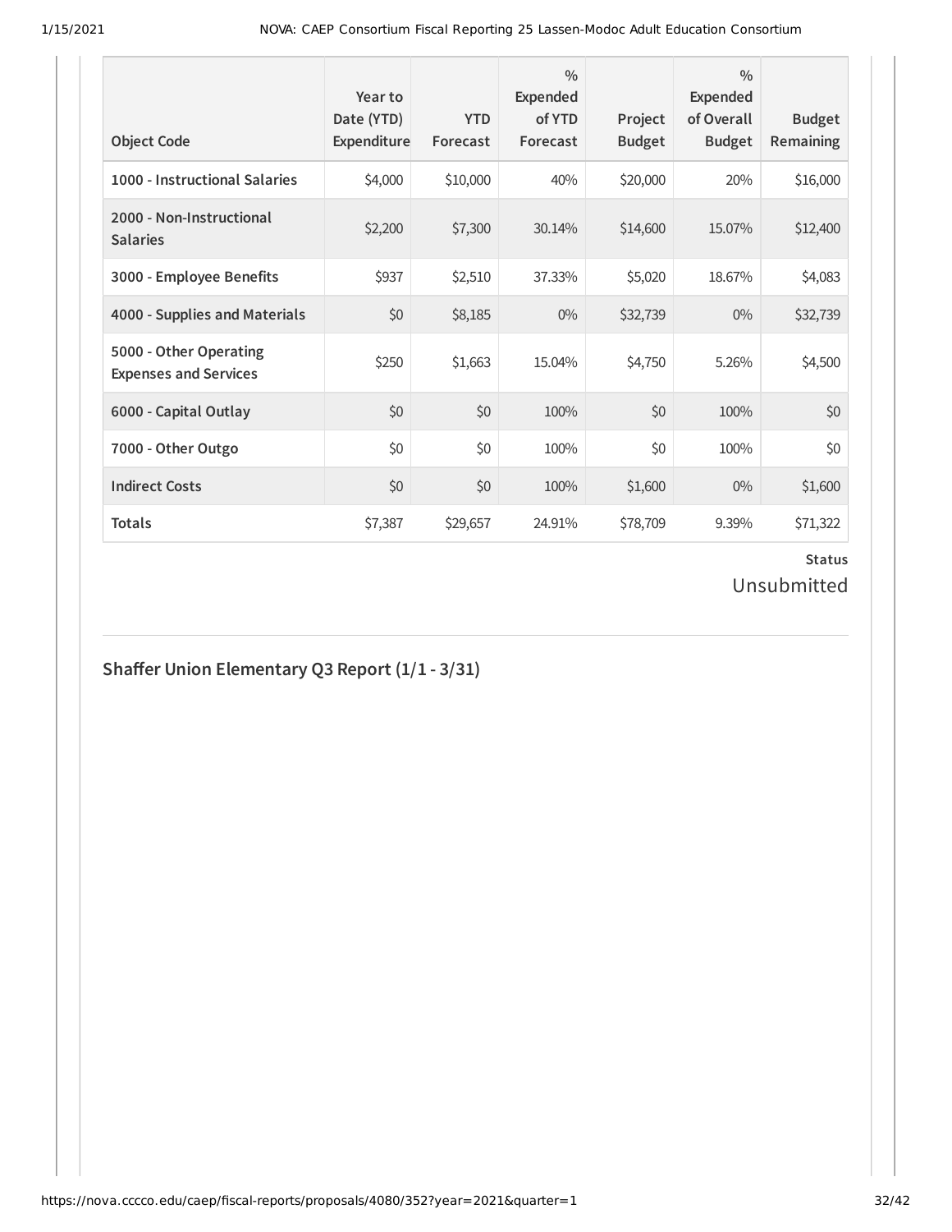| Object Code | Year to Date (YTD) Expenditure | YTD Forecast | % Expended of YTD Forecast | Project Budget | % Expended of Overall Budget | Budget Remaining |
|---|---|---|---|---|---|---|
| **1000 - Instructional Salaries** | $4,000 | $10,000 | 40% | $20,000 | 20% | $16,000 |
| **2000 - Non-Instructional Salaries** | $2,200 | $7,300 | 30.14% | $14,600 | 15.07% | $12,400 |
| **3000 - Employee Benefits** | $937 | $2,510 | 37.33% | $5,020 | 18.67% | $4,083 |
| **4000 - Supplies and Materials** | $0 | $8,185 | 0% | $32,739 | 0% | $32,739 |
| **5000 - Other Operating Expenses and Services** | $250 | $1,663 | 15.04% | $4,750 | 5.26% | $4,500 |
| **6000 - Capital Outlay** | $0 | $0 | 100% | $0 | 100% | $0 |
| **7000 - Other Outgo** | $0 | $0 | 100% | $0 | 100% | $0 |
| **Indirect Costs** | $0 | $0 | 100% | $1,600 | 0% | $1,600 |
| **Totals** | $7,387 | $29,657 | 24.91% | $78,709 | 9.39% | $71,322 |

**Status**

Unsubmitted

## Shaffer Union Elementary Q3 Report (1/1 - 3/31)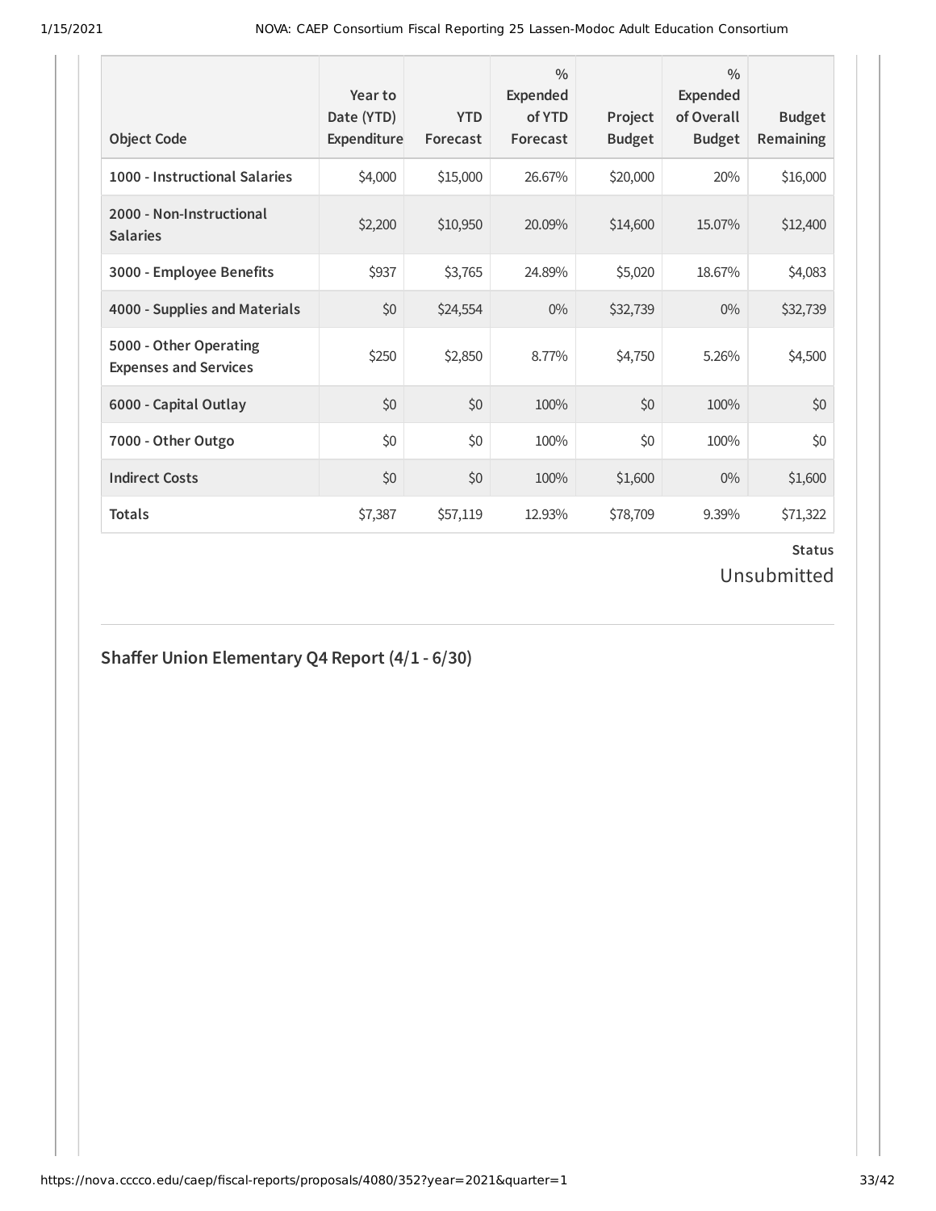| Object Code | Year to Date (YTD) Expenditure | YTD Forecast | % Expended of YTD Forecast | Project Budget | % Expended of Overall Budget | Budget Remaining |
|---|---|---|---|---|---|---|
| **1000 - Instructional Salaries** | $4,000 | $15,000 | 26.67% | $20,000 | 20% | $16,000 |
| **2000 - Non-Instructional Salaries** | $2,200 | $10,950 | 20.09% | $14,600 | 15.07% | $12,400 |
| **3000 - Employee Benefits** | $937 | $3,765 | 24.89% | $5,020 | 18.67% | $4,083 |
| **4000 - Supplies and Materials** | $0 | $24,554 | 0% | $32,739 | 0% | $32,739 |
| **5000 - Other Operating Expenses and Services** | $250 | $2,850 | 8.77% | $4,750 | 5.26% | $4,500 |
| **6000 - Capital Outlay** | $0 | $0 | 100% | $0 | 100% | $0 |
| **7000 - Other Outgo** | $0 | $0 | 100% | $0 | 100% | $0 |
| **Indirect Costs** | $0 | $0 | 100% | $1,600 | 0% | $1,600 |
| **Totals** | $7,387 | $57,119 | 12.93% | $78,709 | 9.39% | $71,322 |

**Status**

Unsubmitted

## Shaffer Union Elementary Q4 Report (4/1 - 6/30)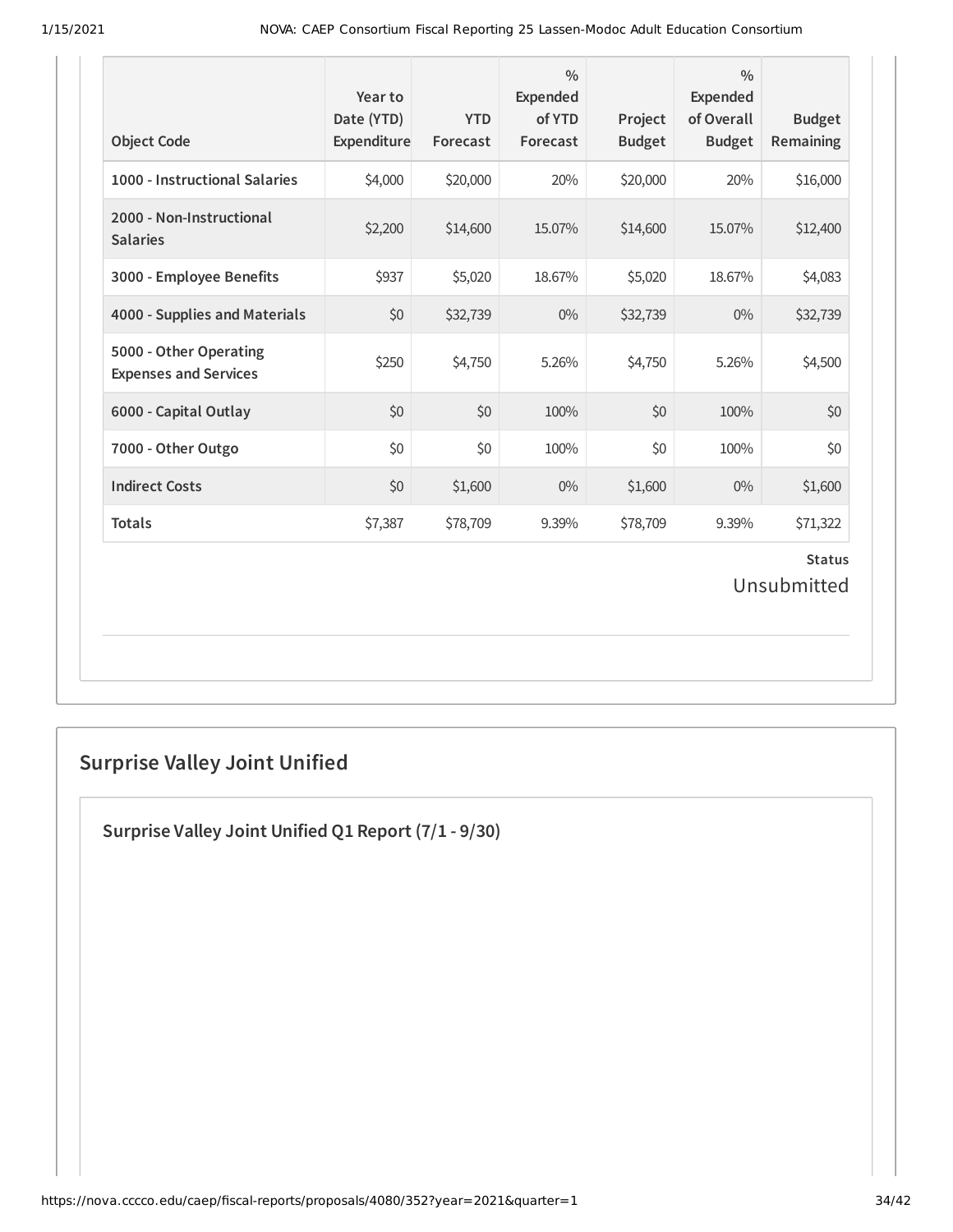| Object Code | Year to Date (YTD) Expenditure | YTD Forecast | % Expended of YTD Forecast | Project Budget | % Expended of Overall Budget | Budget Remaining |
| --- | --- | --- | --- | --- | --- | --- |
| **1000 - Instructional Salaries** | $4,000 | $20,000 | 20% | $20,000 | 20% | $16,000 |
| **2000 - Non-Instructional Salaries** | $2,200 | $14,600 | 15.07% | $14,600 | 15.07% | $12,400 |
| **3000 - Employee Benefits** | $937 | $5,020 | 18.67% | $5,020 | 18.67% | $4,083 |
| **4000 - Supplies and Materials** | $0 | $32,739 | 0% | $32,739 | 0% | $32,739 |
| **5000 - Other Operating Expenses and Services** | $250 | $4,750 | 5.26% | $4,750 | 5.26% | $4,500 |
| **6000 - Capital Outlay** | $0 | $0 | 100% | $0 | 100% | $0 |
| **7000 - Other Outgo** | $0 | $0 | 100% | $0 | 100% | $0 |
| **Indirect Costs** | $0 | $1,600 | 0% | $1,600 | 0% | $1,600 |
| **Totals** | $7,387 | $78,709 | 9.39% | $78,709 | 9.39% | $71,322 |

**Status**

Unsubmitted

## Surprise Valley Joint Unified

### Surprise Valley Joint Unified Q1 Report (7/1 - 9/30)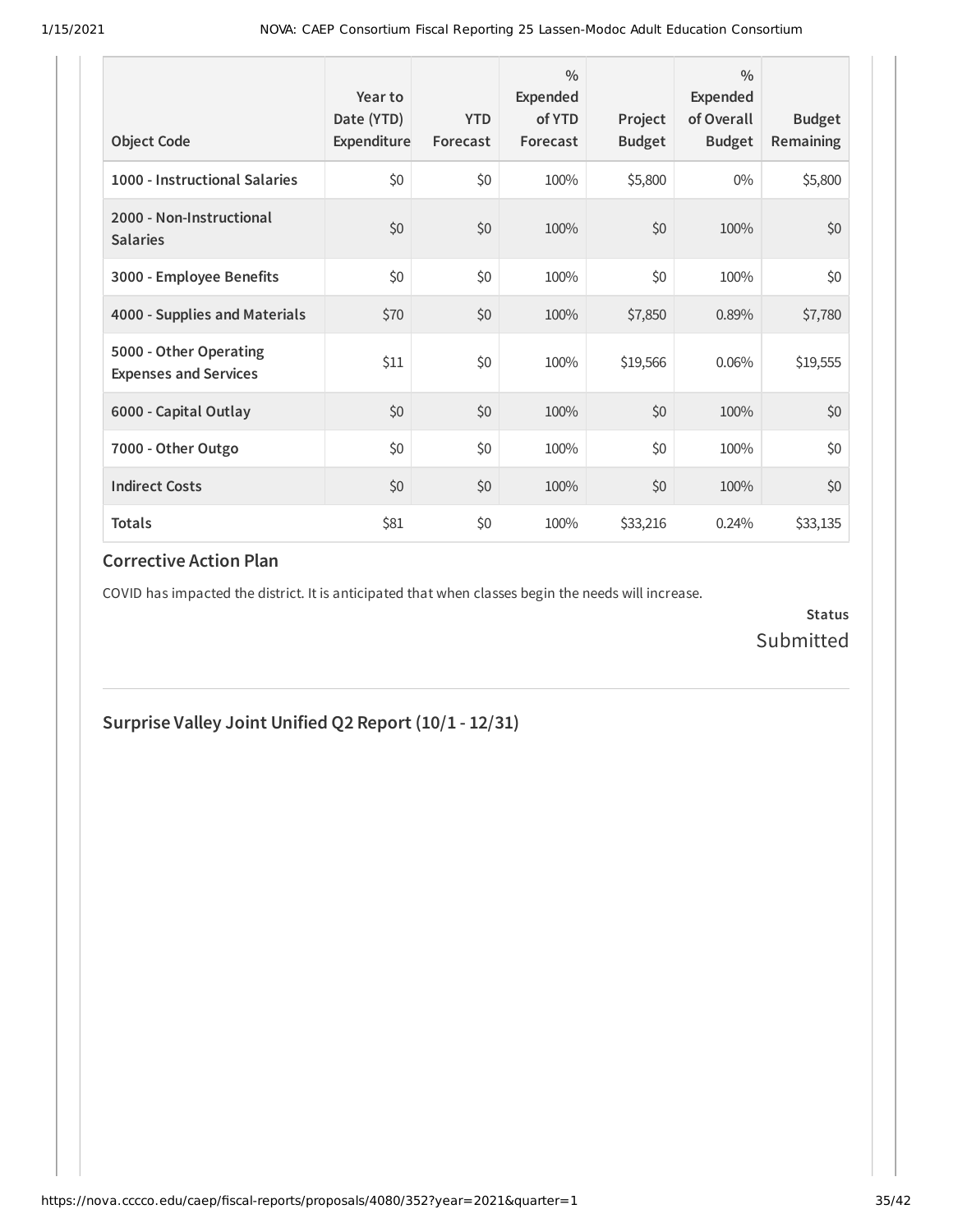| Object Code | Year to Date (YTD) Expenditure | YTD Forecast | % Expended of YTD Forecast | Project Budget | % Expended of Overall Budget | Budget Remaining |
|---|---|---|---|---|---|---|
| **1000 - Instructional Salaries** | $0 | $0 | 100% | $5,800 | 0% | $5,800 |
| **2000 - Non-Instructional Salaries** | $0 | $0 | 100% | $0 | 100% | $0 |
| **3000 - Employee Benefits** | $0 | $0 | 100% | $0 | 100% | $0 |
| **4000 - Supplies and Materials** | $70 | $0 | 100% | $7,850 | 0.89% | $7,780 |
| **5000 - Other Operating Expenses and Services** | $11 | $0 | 100% | $19,566 | 0.06% | $19,555 |
| **6000 - Capital Outlay** | $0 | $0 | 100% | $0 | 100% | $0 |
| **7000 - Other Outgo** | $0 | $0 | 100% | $0 | 100% | $0 |
| **Indirect Costs** | $0 | $0 | 100% | $0 | 100% | $0 |
| **Totals** | $81 | $0 | 100% | $33,216 | 0.24% | $33,135 |

### Corrective Action Plan

COVID has impacted the district. It is anticipated that when classes begin the needs will increase.

**Status**
Submitted

## Surprise Valley Joint Unified Q2 Report (10/1 - 12/31)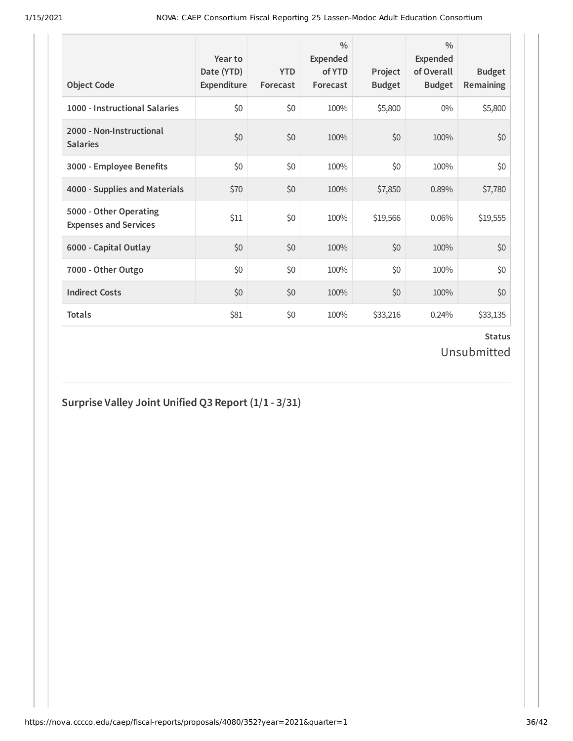| Object Code | Year to Date (YTD) Expenditure | YTD Forecast | % Expended of YTD Forecast | Project Budget | % Expended of Overall Budget | Budget Remaining |
|---|---|---|---|---|---|---|
| 1000 - Instructional Salaries | $0 | $0 | 100% | $5,800 | 0% | $5,800 |
| 2000 - Non-Instructional Salaries | $0 | $0 | 100% | $0 | 100% | $0 |
| 3000 - Employee Benefits | $0 | $0 | 100% | $0 | 100% | $0 |
| 4000 - Supplies and Materials | $70 | $0 | 100% | $7,850 | 0.89% | $7,780 |
| 5000 - Other Operating Expenses and Services | $11 | $0 | 100% | $19,566 | 0.06% | $19,555 |
| 6000 - Capital Outlay | $0 | $0 | 100% | $0 | 100% | $0 |
| 7000 - Other Outgo | $0 | $0 | 100% | $0 | 100% | $0 |
| Indirect Costs | $0 | $0 | 100% | $0 | 100% | $0 |
| **Totals** | $81 | $0 | 100% | $33,216 | 0.24% | $33,135 |

**Status**

Unsubmitted

## Surprise Valley Joint Unified Q3 Report (1/1 - 3/31)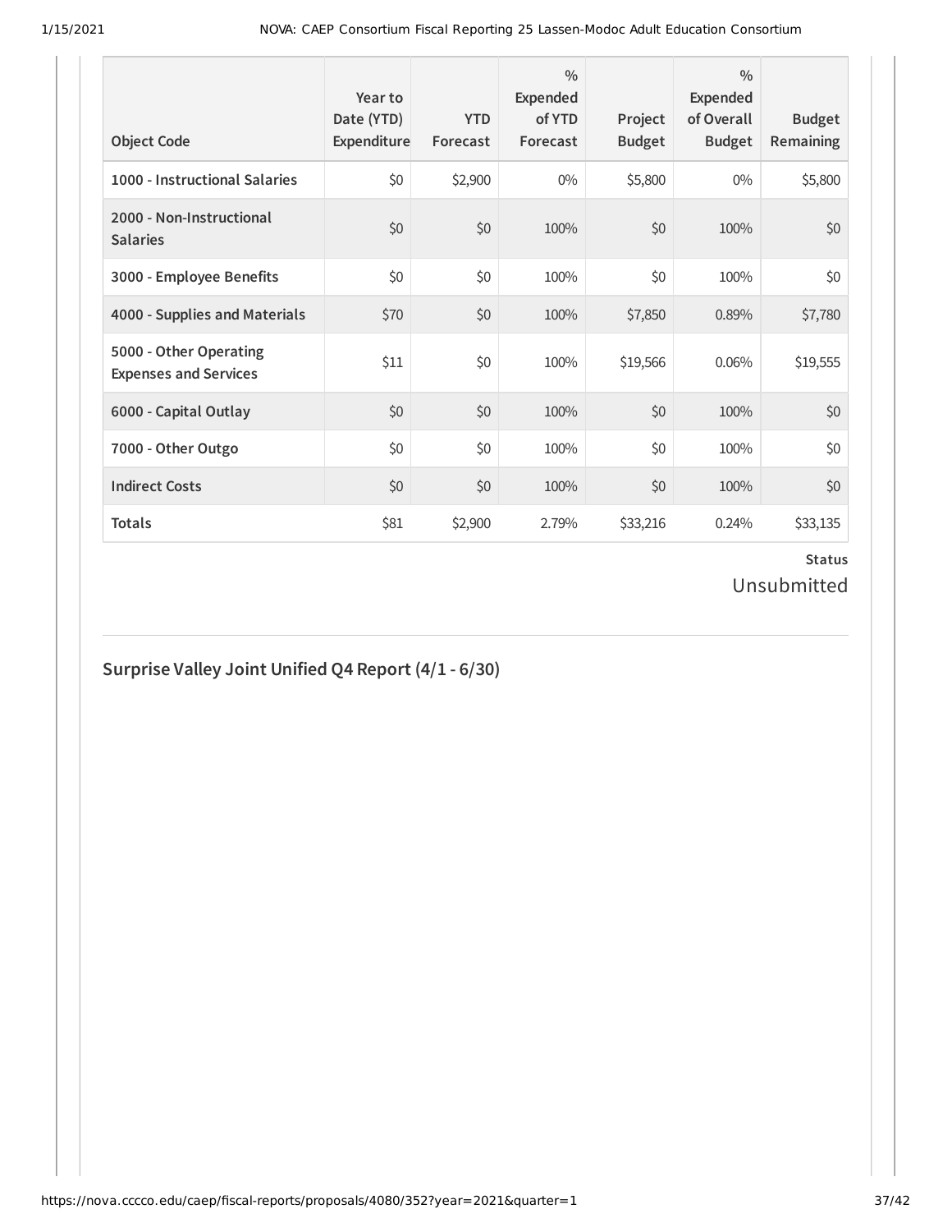| Object Code | Year to Date (YTD) Expenditure | YTD Forecast | % Expended of YTD Forecast | Project Budget | % Expended of Overall Budget | Budget Remaining |
|---|---|---|---|---|---|---|
| **1000 - Instructional Salaries** | $0 | $2,900 | 0% | $5,800 | 0% | $5,800 |
| **2000 - Non-Instructional Salaries** | $0 | $0 | 100% | $0 | 100% | $0 |
| **3000 - Employee Benefits** | $0 | $0 | 100% | $0 | 100% | $0 |
| **4000 - Supplies and Materials** | $70 | $0 | 100% | $7,850 | 0.89% | $7,780 |
| **5000 - Other Operating Expenses and Services** | $11 | $0 | 100% | $19,566 | 0.06% | $19,555 |
| **6000 - Capital Outlay** | $0 | $0 | 100% | $0 | 100% | $0 |
| **7000 - Other Outgo** | $0 | $0 | 100% | $0 | 100% | $0 |
| **Indirect Costs** | $0 | $0 | 100% | $0 | 100% | $0 |
| **Totals** | $81 | $2,900 | 2.79% | $33,216 | 0.24% | $33,135 |

**Status**

Unsubmitted

## Surprise Valley Joint Unified Q4 Report (4/1 - 6/30)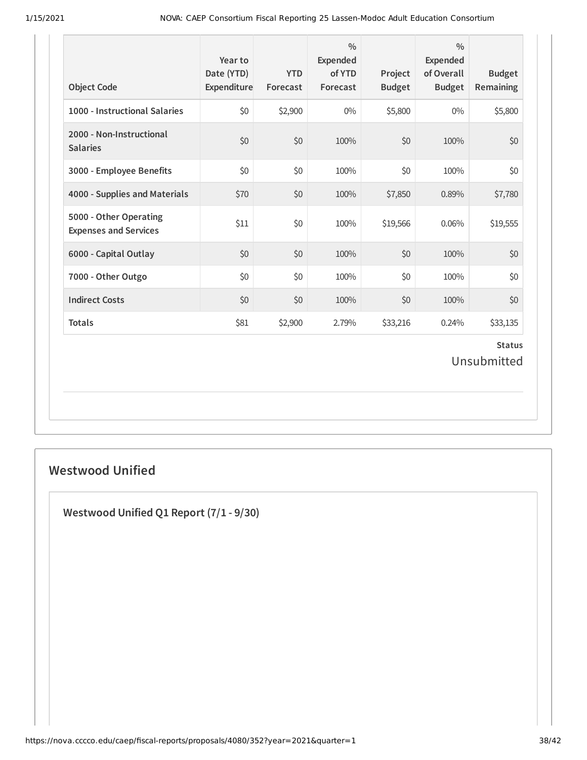| Object Code | Year to Date (YTD) Expenditure | YTD Forecast | % Expended of YTD Forecast | Project Budget | % Expended of Overall Budget | Budget Remaining |
|---|---|---|---|---|---|---|
| **1000 - Instructional Salaries** | $0 | $2,900 | 0% | $5,800 | 0% | $5,800 |
| **2000 - Non-Instructional Salaries** | $0 | $0 | 100% | $0 | 100% | $0 |
| **3000 - Employee Benefits** | $0 | $0 | 100% | $0 | 100% | $0 |
| **4000 - Supplies and Materials** | $70 | $0 | 100% | $7,850 | 0.89% | $7,780 |
| **5000 - Other Operating Expenses and Services** | $11 | $0 | 100% | $19,566 | 0.06% | $19,555 |
| **6000 - Capital Outlay** | $0 | $0 | 100% | $0 | 100% | $0 |
| **7000 - Other Outgo** | $0 | $0 | 100% | $0 | 100% | $0 |
| **Indirect Costs** | $0 | $0 | 100% | $0 | 100% | $0 |
| **Totals** | $81 | $2,900 | 2.79% | $33,216 | 0.24% | $33,135 |

**Status**

Unsubmitted

## Westwood Unified

### Westwood Unified Q1 Report (7/1 - 9/30)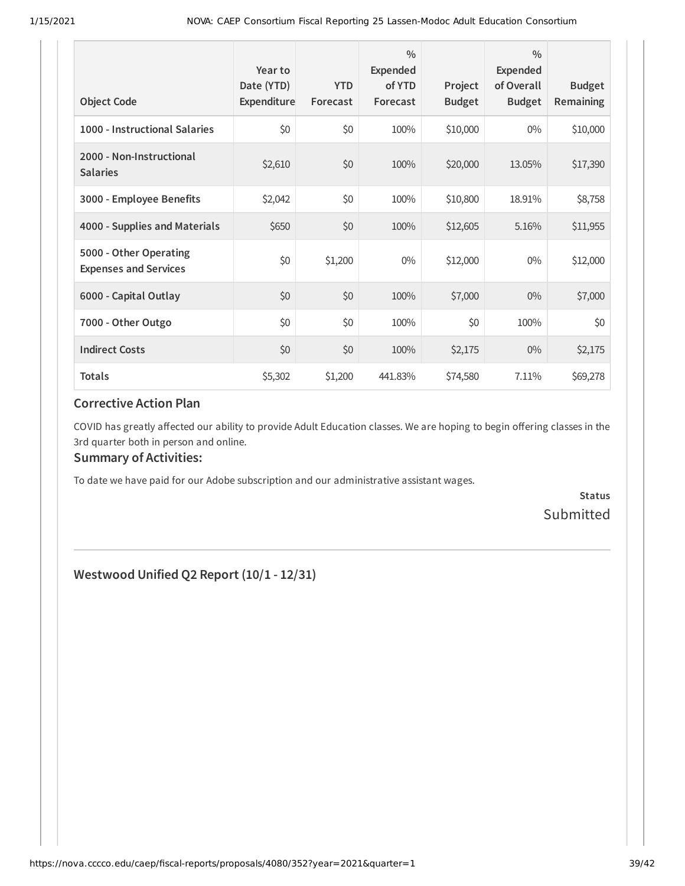| Object Code | Year to Date (YTD) Expenditure | YTD Forecast | % Expended of YTD Forecast | Project Budget | % Expended of Overall Budget | Budget Remaining |
|---|---|---|---|---|---|---|
| **1000 - Instructional Salaries** | $0 | $0 | 100% | $10,000 | 0% | $10,000 |
| **2000 - Non-Instructional Salaries** | $2,610 | $0 | 100% | $20,000 | 13.05% | $17,390 |
| **3000 - Employee Benefits** | $2,042 | $0 | 100% | $10,800 | 18.91% | $8,758 |
| **4000 - Supplies and Materials** | $650 | $0 | 100% | $12,605 | 5.16% | $11,955 |
| **5000 - Other Operating Expenses and Services** | $0 | $1,200 | 0% | $12,000 | 0% | $12,000 |
| **6000 - Capital Outlay** | $0 | $0 | 100% | $7,000 | 0% | $7,000 |
| **7000 - Other Outgo** | $0 | $0 | 100% | $0 | 100% | $0 |
| **Indirect Costs** | $0 | $0 | 100% | $2,175 | 0% | $2,175 |
| **Totals** | $5,302 | $1,200 | 441.83% | $74,580 | 7.11% | $69,278 |

## Corrective Action Plan

COVID has greatly affected our ability to provide Adult Education classes. We are hoping to begin offering classes in the 3rd quarter both in person and online.

## Summary of Activities:

To date we have paid for our Adobe subscription and our administrative assistant wages.

**Status**

Submitted

---

## Westwood Unified Q2 Report (10/1 - 12/31)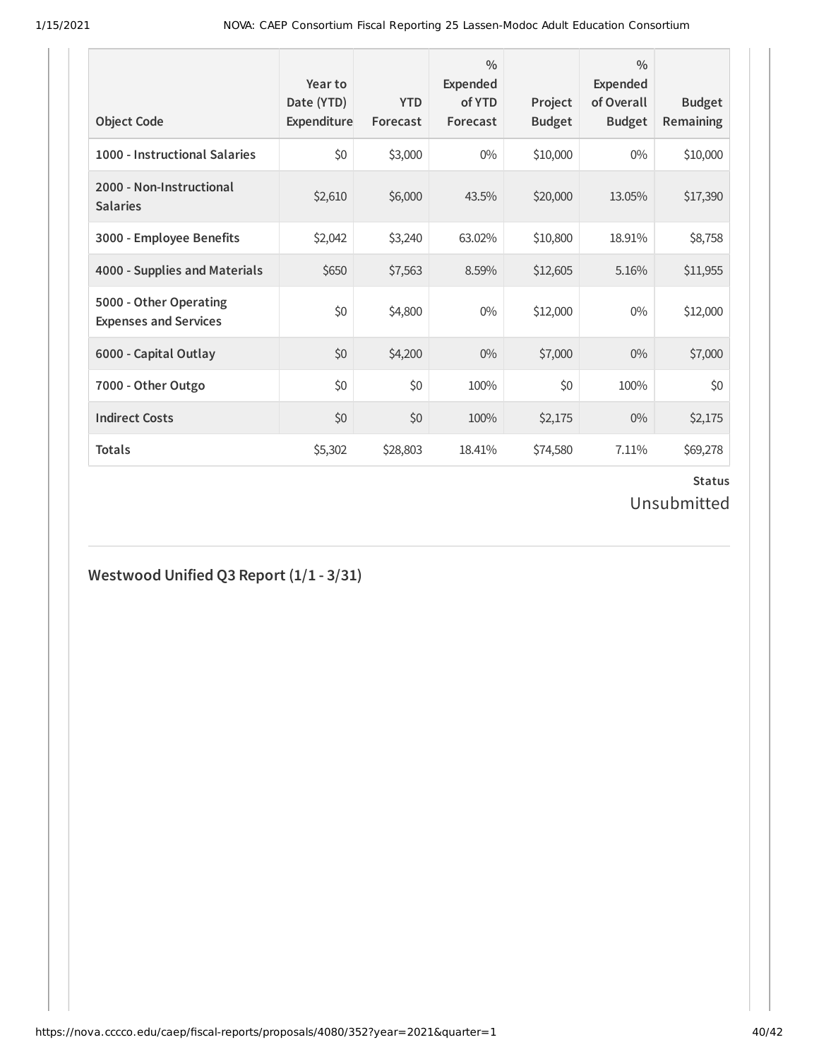| Object Code | Year to Date (YTD) Expenditure | YTD Forecast | % Expended of YTD Forecast | Project Budget | % Expended of Overall Budget | Budget Remaining |
|---|---|---|---|---|---|---|
| 1000 - Instructional Salaries | $0 | $3,000 | 0% | $10,000 | 0% | $10,000 |
| 2000 - Non-Instructional Salaries | $2,610 | $6,000 | 43.5% | $20,000 | 13.05% | $17,390 |
| 3000 - Employee Benefits | $2,042 | $3,240 | 63.02% | $10,800 | 18.91% | $8,758 |
| 4000 - Supplies and Materials | $650 | $7,563 | 8.59% | $12,605 | 5.16% | $11,955 |
| 5000 - Other Operating Expenses and Services | $0 | $4,800 | 0% | $12,000 | 0% | $12,000 |
| 6000 - Capital Outlay | $0 | $4,200 | 0% | $7,000 | 0% | $7,000 |
| 7000 - Other Outgo | $0 | $0 | 100% | $0 | 100% | $0 |
| Indirect Costs | $0 | $0 | 100% | $2,175 | 0% | $2,175 |
| **Totals** | $5,302 | $28,803 | 18.41% | $74,580 | 7.11% | $69,278 |

**Status**

Unsubmitted

## Westwood Unified Q3 Report (1/1 - 3/31)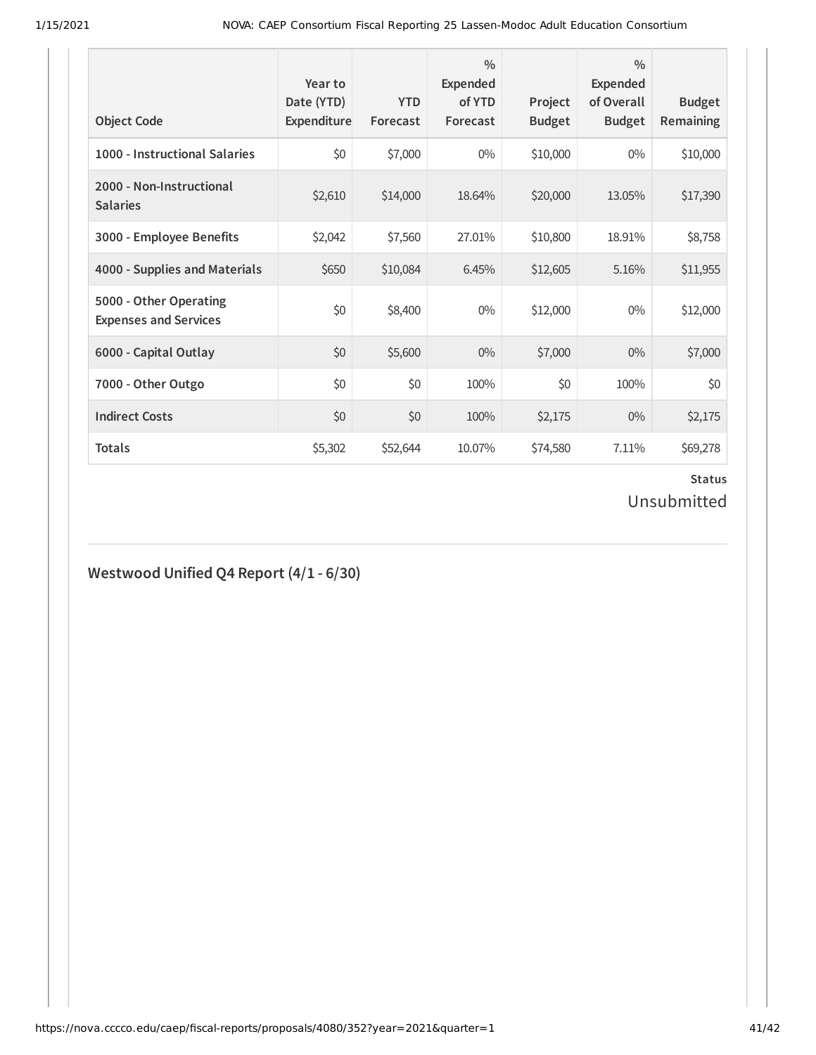| Object Code | Year to Date (YTD) Expenditure | YTD Forecast | % Expended of YTD Forecast | Project Budget | % Expended of Overall Budget | Budget Remaining |
|---|---|---|---|---|---|---|
| 1000 - Instructional Salaries | $0 | $7,000 | 0% | $10,000 | 0% | $10,000 |
| 2000 - Non-Instructional Salaries | $2,610 | $14,000 | 18.64% | $20,000 | 13.05% | $17,390 |
| 3000 - Employee Benefits | $2,042 | $7,560 | 27.01% | $10,800 | 18.91% | $8,758 |
| 4000 - Supplies and Materials | $650 | $10,084 | 6.45% | $12,605 | 5.16% | $11,955 |
| 5000 - Other Operating Expenses and Services | $0 | $8,400 | 0% | $12,000 | 0% | $12,000 |
| 6000 - Capital Outlay | $0 | $5,600 | 0% | $7,000 | 0% | $7,000 |
| 7000 - Other Outgo | $0 | $0 | 100% | $0 | 100% | $0 |
| Indirect Costs | $0 | $0 | 100% | $2,175 | 0% | $2,175 |
| Totals | $5,302 | $52,644 | 10.07% | $74,580 | 7.11% | $69,278 |

**Status**

Unsubmitted

## Westwood Unified Q4 Report (4/1 - 6/30)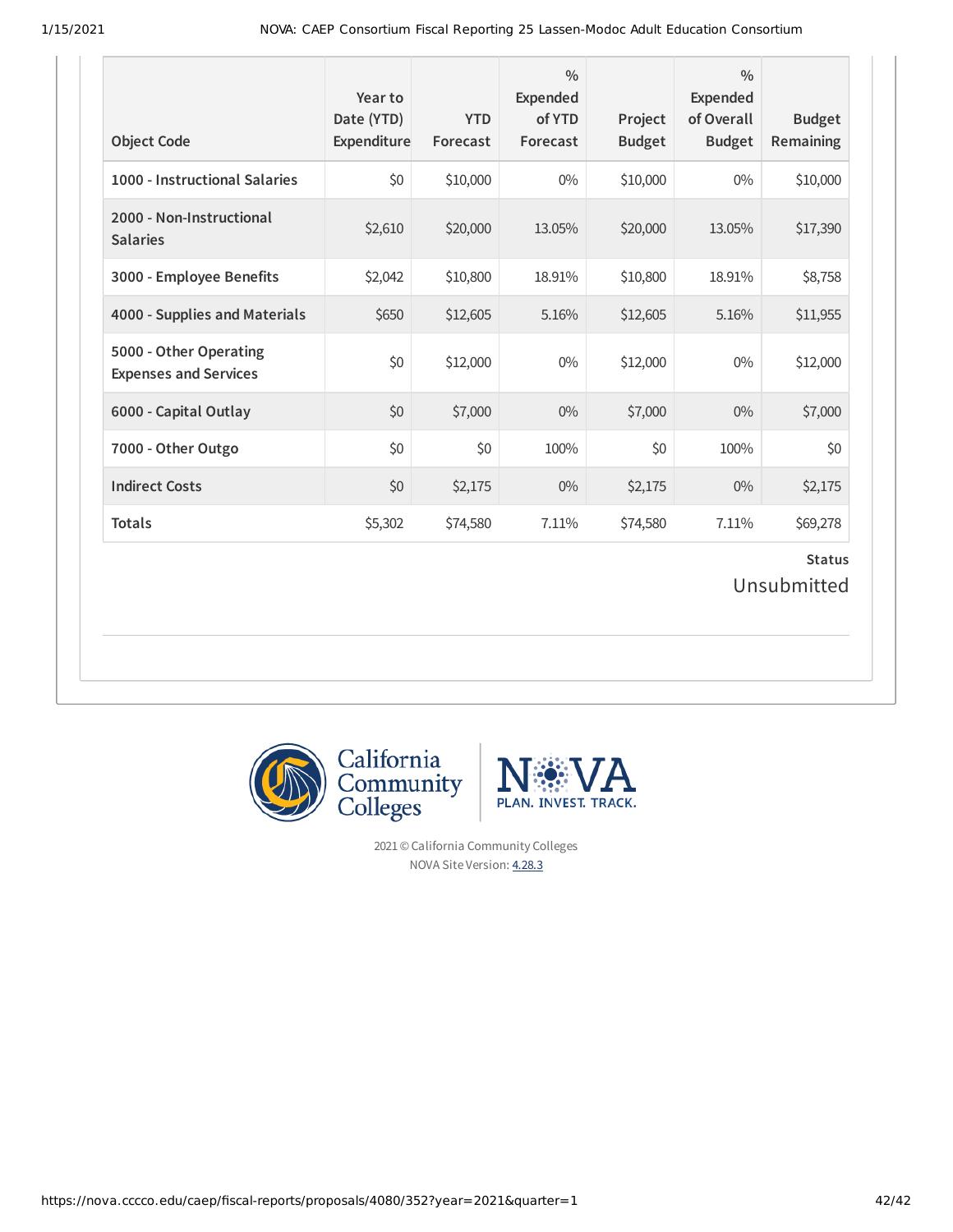| Object Code | Year to Date (YTD) Expenditure | YTD Forecast | % Expended of YTD Forecast | Project Budget | % Expended of Overall Budget | Budget Remaining |
|---|---|---|---|---|---|---|
| 1000 - Instructional Salaries | $0 | $10,000 | 0% | $10,000 | 0% | $10,000 |
| 2000 - Non-Instructional Salaries | $2,610 | $20,000 | 13.05% | $20,000 | 13.05% | $17,390 |
| 3000 - Employee Benefits | $2,042 | $10,800 | 18.91% | $10,800 | 18.91% | $8,758 |
| 4000 - Supplies and Materials | $650 | $12,605 | 5.16% | $12,605 | 5.16% | $11,955 |
| 5000 - Other Operating Expenses and Services | $0 | $12,000 | 0% | $12,000 | 0% | $12,000 |
| 6000 - Capital Outlay | $0 | $7,000 | 0% | $7,000 | 0% | $7,000 |
| 7000 - Other Outgo | $0 | $0 | 100% | $0 | 100% | $0 |
| Indirect Costs | $0 | $2,175 | 0% | $2,175 | 0% | $2,175 |
| Totals | $5,302 | $74,580 | 7.11% | $74,580 | 7.11% | $69,278 |

**Status**

Unsubmitted

California Community Colleges

NOVA PLAN. INVEST. TRACK.

2021 © California Community Colleges

NOVA Site Version: 4.28.3